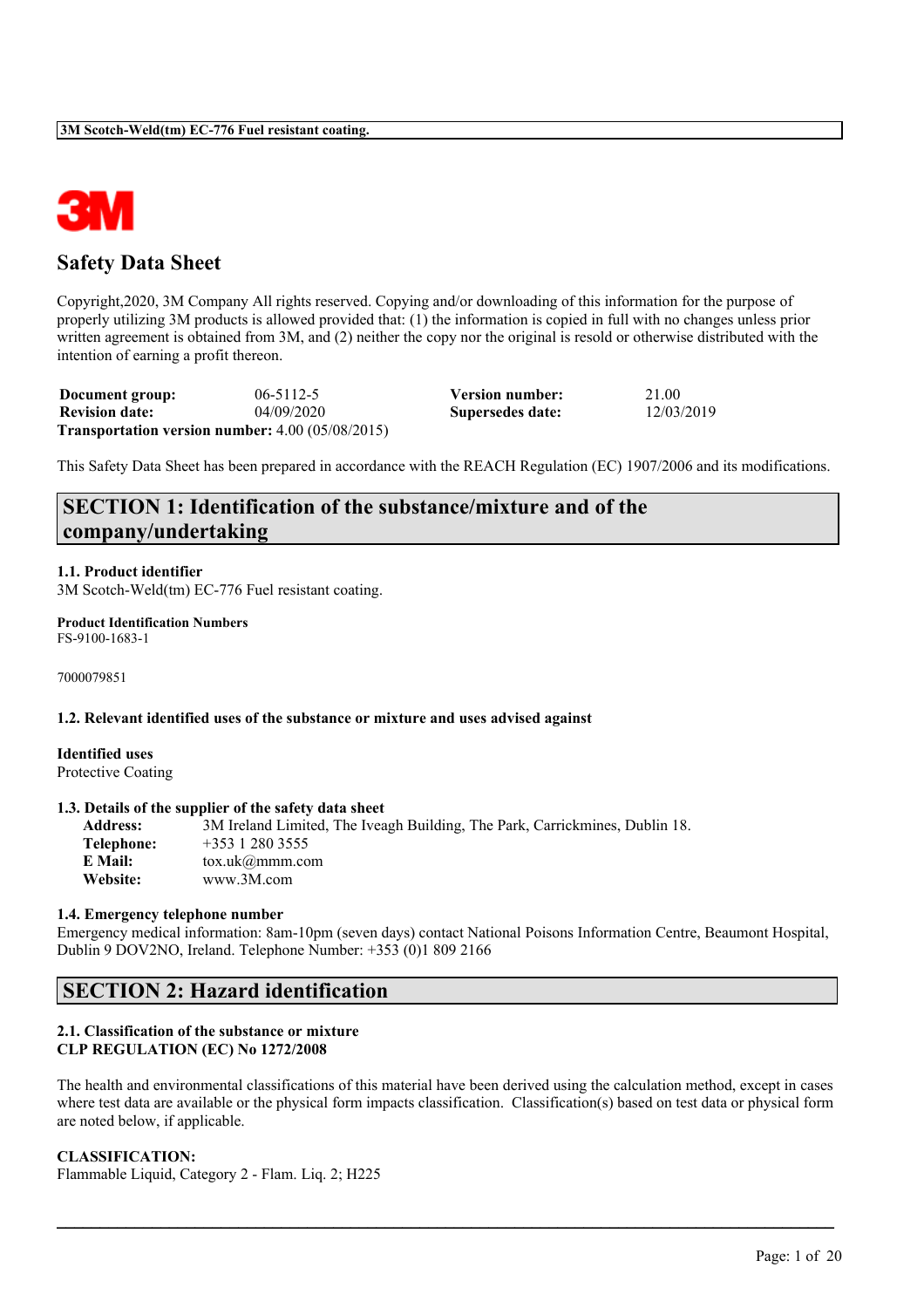# Safety Data Sheet

Copyright,2020, 3M Company All rights reserved. Copying and/or downloading of this information for the purpose of properly utilizing 3M products is allowed provided that: (1) the information is copied in full with no changes unless prior written agreement is obtained from 3M, and (2) neither the copy nor the original is resold or otherwise distributed with the intention of earning a profit thereon.

| | | | |
|---|---|---|---|
| **Document group:** | 06-5112-5 | **Version number:** | 21.00 |
| **Revision date:** | 04/09/2020 | **Supersedes date:** | 12/03/2019 |

**Transportation version number:** 4.00 (05/08/2015)

This Safety Data Sheet has been prepared in accordance with the REACH Regulation (EC) 1907/2006 and its modifications.

## SECTION 1: Identification of the substance/mixture and of the company/undertaking

### 1.1. Product identifier

3M Scotch-Weld(tm) EC-776 Fuel resistant coating.

**Product Identification Numbers**

FS-9100-1683-1

7000079851

### 1.2. Relevant identified uses of the substance or mixture and uses advised against

**Identified uses**

Protective Coating

### 1.3. Details of the supplier of the safety data sheet

**Address:** 3M Ireland Limited, The Iveagh Building, The Park, Carrickmines, Dublin 18.

**Telephone:** +353 1 280 3555

**E Mail:** tox.uk@mmm.com

**Website:** www.3M.com

### 1.4. Emergency telephone number

Emergency medical information: 8am-10pm (seven days) contact National Poisons Information Centre, Beaumont Hospital, Dublin 9 DOV2NO, Ireland. Telephone Number: +353 (0)1 809 2166

## SECTION 2: Hazard identification

### 2.1. Classification of the substance or mixture

**CLP REGULATION (EC) No 1272/2008**

The health and environmental classifications of this material have been derived using the calculation method, except in cases where test data are available or the physical form impacts classification. Classification(s) based on test data or physical form are noted below, if applicable.

**CLASSIFICATION:**

Flammable Liquid, Category 2 - Flam. Liq. 2; H225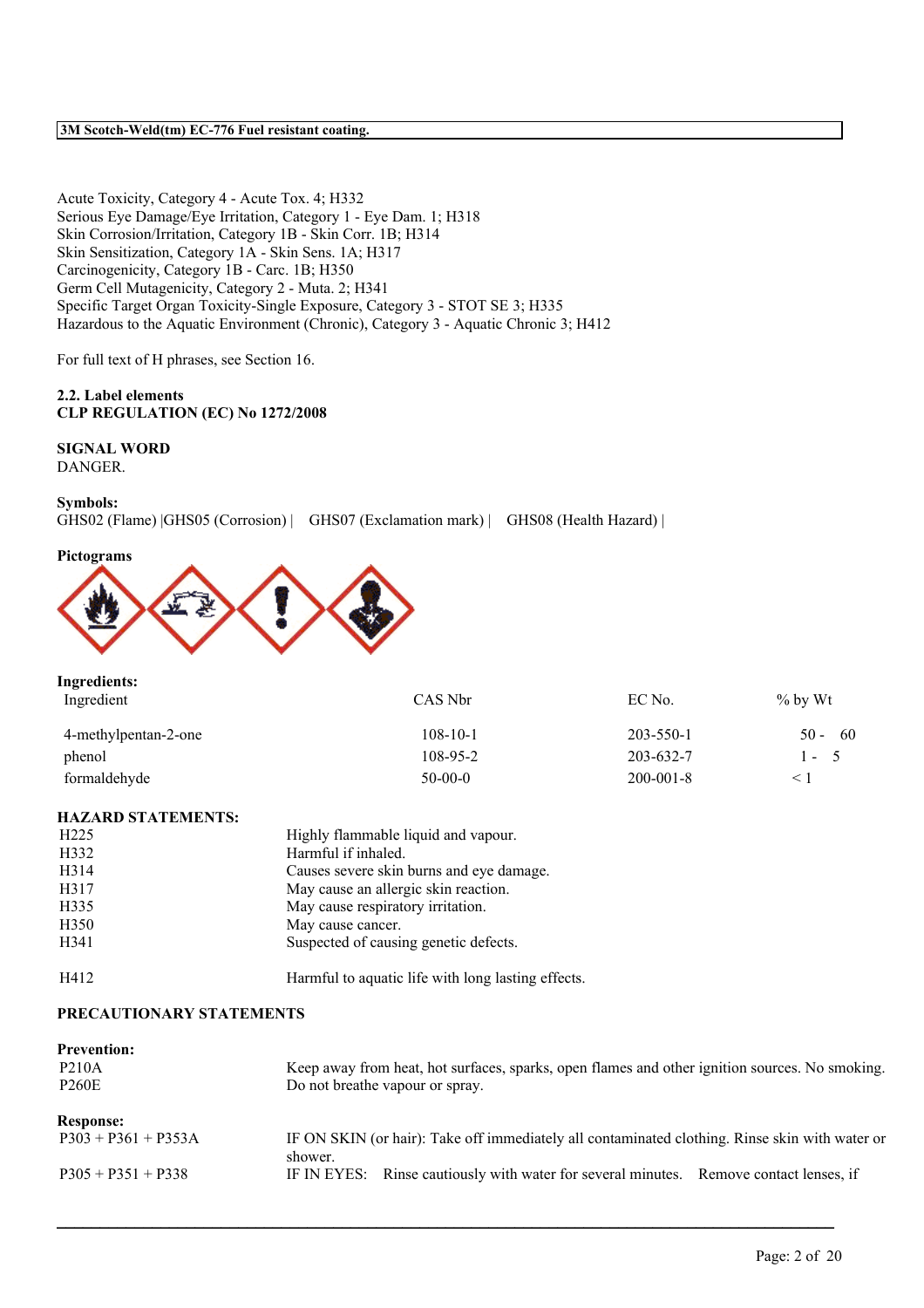Acute Toxicity, Category 4 - Acute Tox. 4; H332
Serious Eye Damage/Eye Irritation, Category 1 - Eye Dam. 1; H318
Skin Corrosion/Irritation, Category 1B - Skin Corr. 1B; H314
Skin Sensitization, Category 1A - Skin Sens. 1A; H317
Carcinogenicity, Category 1B - Carc. 1B; H350
Germ Cell Mutagenicity, Category 2 - Muta. 2; H341
Specific Target Organ Toxicity-Single Exposure, Category 3 - STOT SE 3; H335
Hazardous to the Aquatic Environment (Chronic), Category 3 - Aquatic Chronic 3; H412

For full text of H phrases, see Section 16.

**2.2. Label elements**
**CLP REGULATION (EC) No 1272/2008**

**SIGNAL WORD**
DANGER.

**Symbols:**
GHS02 (Flame) |GHS05 (Corrosion) | GHS07 (Exclamation mark) | GHS08 (Health Hazard) |

**Pictograms**

**Ingredients:**

| Ingredient | CAS Nbr | EC No. | % by Wt |
|---|---|---|---|
| 4-methylpentan-2-one | 108-10-1 | 203-550-1 | 50 - 60 |
| phenol | 108-95-2 | 203-632-7 | 1 - 5 |
| formaldehyde | 50-00-0 | 200-001-8 | < 1 |

**HAZARD STATEMENTS:**

| | |
|---|---|
| H225 | Highly flammable liquid and vapour. |
| H332 | Harmful if inhaled. |
| H314 | Causes severe skin burns and eye damage. |
| H317 | May cause an allergic skin reaction. |
| H335 | May cause respiratory irritation. |
| H350 | May cause cancer. |
| H341 | Suspected of causing genetic defects. |
| H412 | Harmful to aquatic life with long lasting effects. |

**PRECAUTIONARY STATEMENTS**

**Prevention:**

| | |
|---|---|
| P210A | Keep away from heat, hot surfaces, sparks, open flames and other ignition sources. No smoking. |
| P260E | Do not breathe vapour or spray. |

**Response:**

| | |
|---|---|
| P303 + P361 + P353A | IF ON SKIN (or hair): Take off immediately all contaminated clothing. Rinse skin with water or shower. |
| P305 + P351 + P338 | IF IN EYES: Rinse cautiously with water for several minutes. Remove contact lenses, if |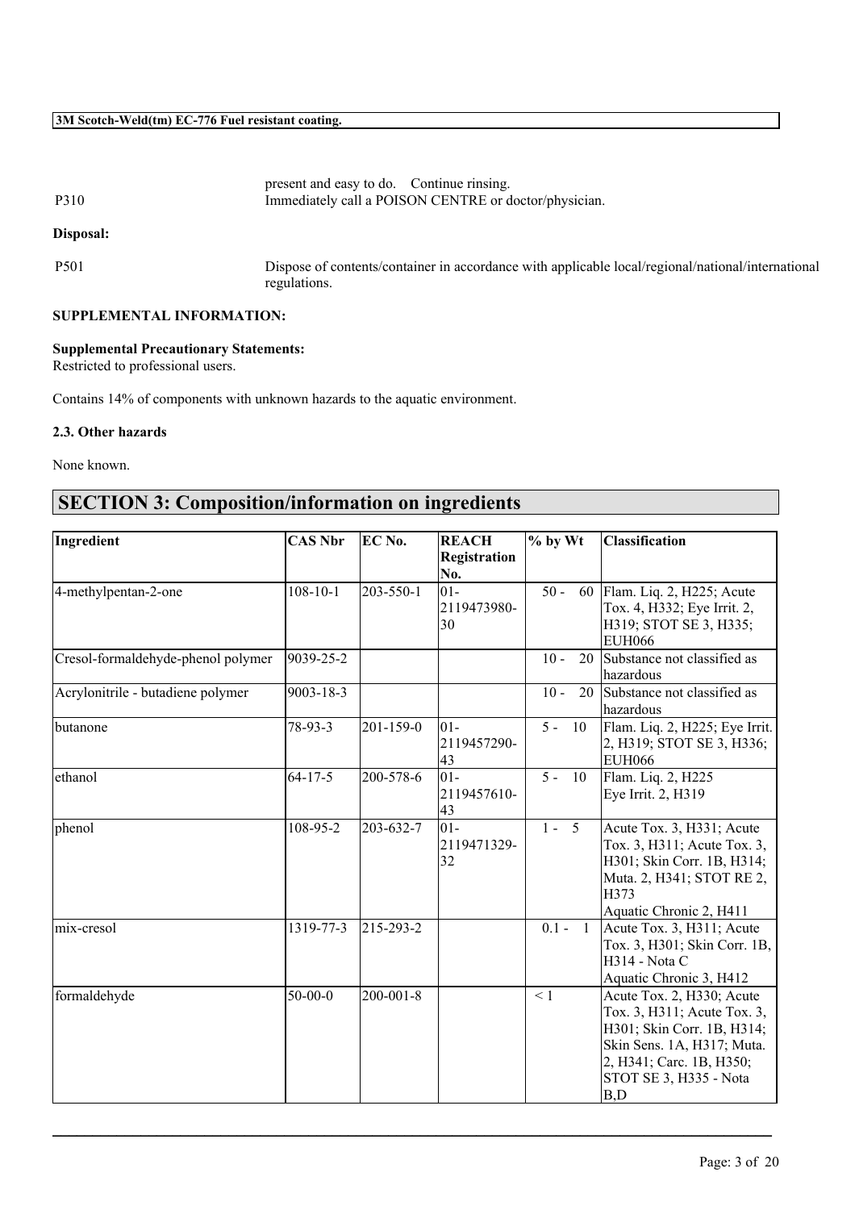present and easy to do. Continue rinsing.

| | |
|---|---|
| P310 | Immediately call a POISON CENTRE or doctor/physician. |

**Disposal:**

| | |
|---|---|
| P501 | Dispose of contents/container in accordance with applicable local/regional/national/international regulations. |

**SUPPLEMENTAL INFORMATION:**

**Supplemental Precautionary Statements:**
Restricted to professional users.

Contains 14% of components with unknown hazards to the aquatic environment.

**2.3. Other hazards**

None known.

## SECTION 3: Composition/information on ingredients

| Ingredient | CAS Nbr | EC No. | REACH Registration No. | % by Wt | Classification |
|---|---|---|---|---|---|
| 4-methylpentan-2-one | 108-10-1 | 203-550-1 | 01-2119473980-30 | 50 - 60 | Flam. Liq. 2, H225; Acute Tox. 4, H332; Eye Irrit. 2, H319; STOT SE 3, H335; EUH066 |
| Cresol-formaldehyde-phenol polymer | 9039-25-2 | | | 10 - 20 | Substance not classified as hazardous |
| Acrylonitrile - butadiene polymer | 9003-18-3 | | | 10 - 20 | Substance not classified as hazardous |
| butanone | 78-93-3 | 201-159-0 | 01-2119457290-43 | 5 - 10 | Flam. Liq. 2, H225; Eye Irrit. 2, H319; STOT SE 3, H336; EUH066 |
| ethanol | 64-17-5 | 200-578-6 | 01-2119457610-43 | 5 - 10 | Flam. Liq. 2, H225<br>Eye Irrit. 2, H319 |
| phenol | 108-95-2 | 203-632-7 | 01-2119471329-32 | 1 - 5 | Acute Tox. 3, H331; Acute Tox. 3, H311; Acute Tox. 3, H301; Skin Corr. 1B, H314; Muta. 2, H341; STOT RE 2, H373<br>Aquatic Chronic 2, H411 |
| mix-cresol | 1319-77-3 | 215-293-2 | | 0.1 - 1 | Acute Tox. 3, H311; Acute Tox. 3, H301; Skin Corr. 1B, H314 - Nota C<br>Aquatic Chronic 3, H412 |
| formaldehyde | 50-00-0 | 200-001-8 | | < 1 | Acute Tox. 2, H330; Acute Tox. 3, H311; Acute Tox. 3, H301; Skin Corr. 1B, H314; Skin Sens. 1A, H317; Muta. 2, H341; Carc. 1B, H350; STOT SE 3, H335 - Nota B,D |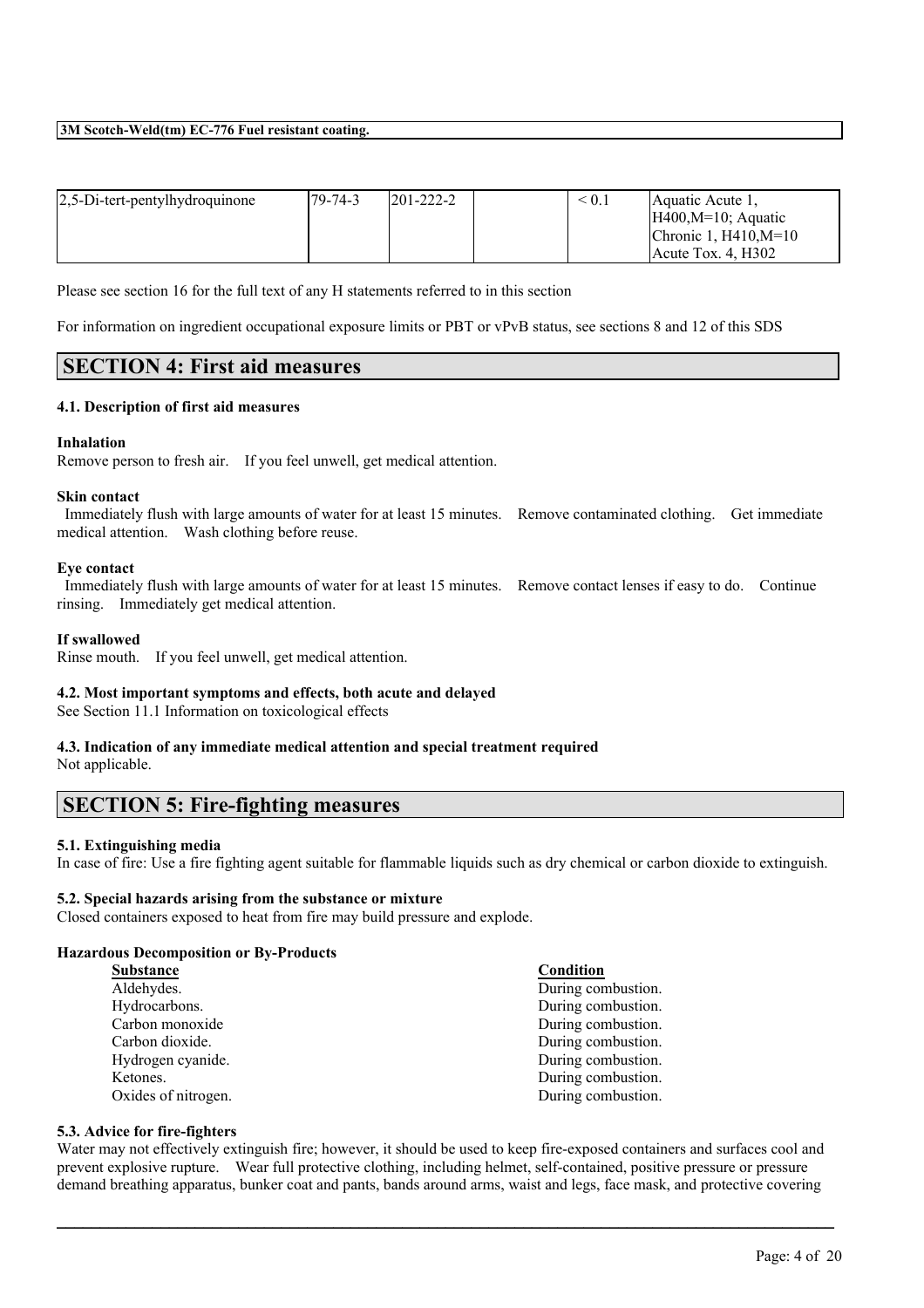| 2,5-Di-tert-pentylhydroquinone | 79-74-3 | 201-222-2 | | < 0.1 | Aquatic Acute 1, H400,M=10; Aquatic Chronic 1, H410,M=10 Acute Tox. 4, H302 |
|---|---|---|---|---|---|

Please see section 16 for the full text of any H statements referred to in this section

For information on ingredient occupational exposure limits or PBT or vPvB status, see sections 8 and 12 of this SDS

## SECTION 4: First aid measures

### 4.1. Description of first aid measures

**Inhalation**
Remove person to fresh air. If you feel unwell, get medical attention.

**Skin contact**
Immediately flush with large amounts of water for at least 15 minutes. Remove contaminated clothing. Get immediate medical attention. Wash clothing before reuse.

**Eye contact**
Immediately flush with large amounts of water for at least 15 minutes. Remove contact lenses if easy to do. Continue rinsing. Immediately get medical attention.

**If swallowed**
Rinse mouth. If you feel unwell, get medical attention.

### 4.2. Most important symptoms and effects, both acute and delayed
See Section 11.1 Information on toxicological effects

### 4.3. Indication of any immediate medical attention and special treatment required
Not applicable.

## SECTION 5: Fire-fighting measures

### 5.1. Extinguishing media
In case of fire: Use a fire fighting agent suitable for flammable liquids such as dry chemical or carbon dioxide to extinguish.

### 5.2. Special hazards arising from the substance or mixture
Closed containers exposed to heat from fire may build pressure and explode.

**Hazardous Decomposition or By-Products**

| Substance | Condition |
|---|---|
| Aldehydes. | During combustion. |
| Hydrocarbons. | During combustion. |
| Carbon monoxide | During combustion. |
| Carbon dioxide. | During combustion. |
| Hydrogen cyanide. | During combustion. |
| Ketones. | During combustion. |
| Oxides of nitrogen. | During combustion. |

### 5.3. Advice for fire-fighters
Water may not effectively extinguish fire; however, it should be used to keep fire-exposed containers and surfaces cool and prevent explosive rupture. Wear full protective clothing, including helmet, self-contained, positive pressure or pressure demand breathing apparatus, bunker coat and pants, bands around arms, waist and legs, face mask, and protective covering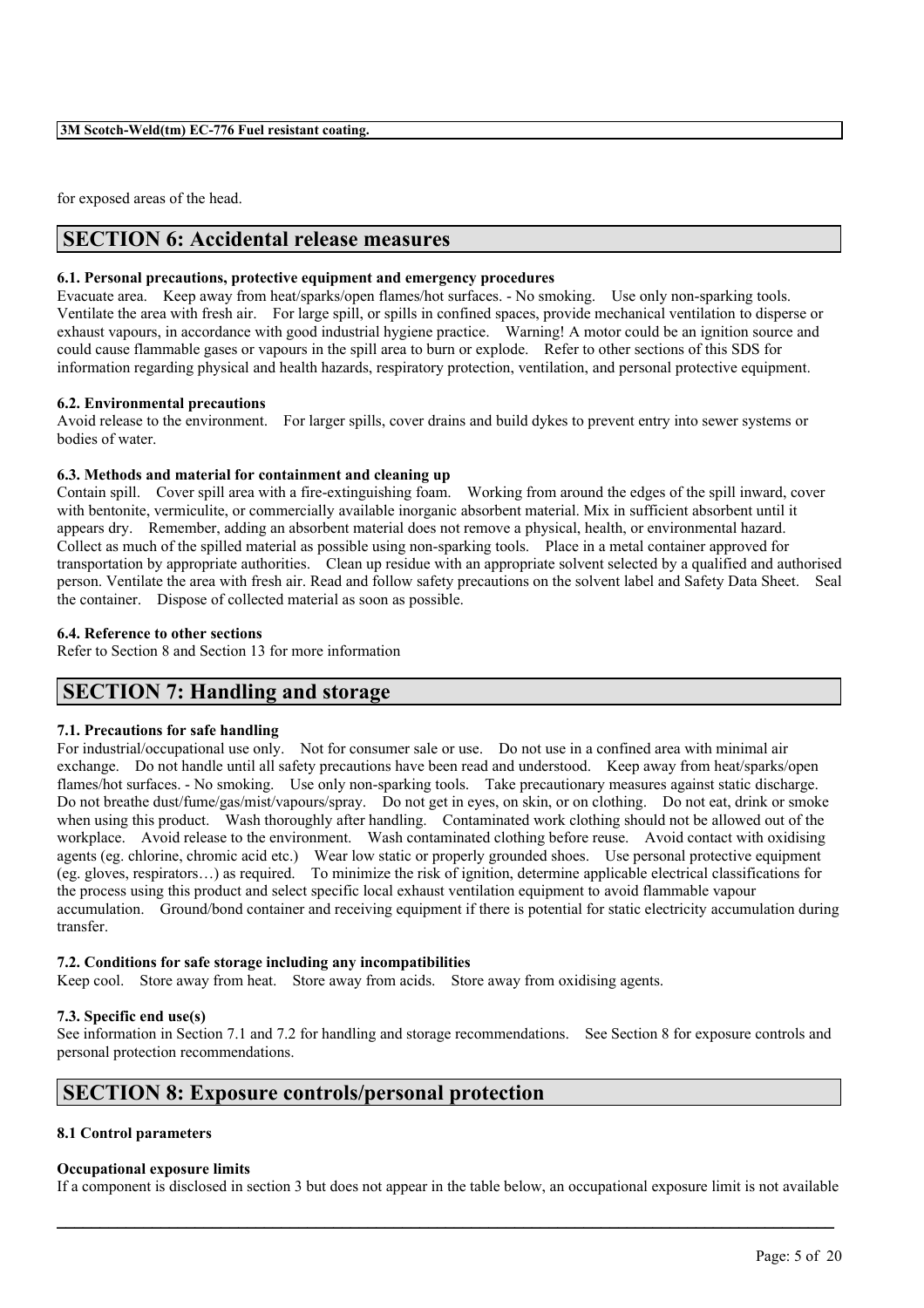for exposed areas of the head.

## SECTION 6: Accidental release measures

### 6.1. Personal precautions, protective equipment and emergency procedures

Evacuate area. Keep away from heat/sparks/open flames/hot surfaces. - No smoking. Use only non-sparking tools. Ventilate the area with fresh air. For large spill, or spills in confined spaces, provide mechanical ventilation to disperse or exhaust vapours, in accordance with good industrial hygiene practice. Warning! A motor could be an ignition source and could cause flammable gases or vapours in the spill area to burn or explode. Refer to other sections of this SDS for information regarding physical and health hazards, respiratory protection, ventilation, and personal protective equipment.

### 6.2. Environmental precautions

Avoid release to the environment. For larger spills, cover drains and build dykes to prevent entry into sewer systems or bodies of water.

### 6.3. Methods and material for containment and cleaning up

Contain spill. Cover spill area with a fire-extinguishing foam. Working from around the edges of the spill inward, cover with bentonite, vermiculite, or commercially available inorganic absorbent material. Mix in sufficient absorbent until it appears dry. Remember, adding an absorbent material does not remove a physical, health, or environmental hazard. Collect as much of the spilled material as possible using non-sparking tools. Place in a metal container approved for transportation by appropriate authorities. Clean up residue with an appropriate solvent selected by a qualified and authorised person. Ventilate the area with fresh air. Read and follow safety precautions on the solvent label and Safety Data Sheet. Seal the container. Dispose of collected material as soon as possible.

### 6.4. Reference to other sections

Refer to Section 8 and Section 13 for more information

## SECTION 7: Handling and storage

### 7.1. Precautions for safe handling

For industrial/occupational use only. Not for consumer sale or use. Do not use in a confined area with minimal air exchange. Do not handle until all safety precautions have been read and understood. Keep away from heat/sparks/open flames/hot surfaces. - No smoking. Use only non-sparking tools. Take precautionary measures against static discharge. Do not breathe dust/fume/gas/mist/vapours/spray. Do not get in eyes, on skin, or on clothing. Do not eat, drink or smoke when using this product. Wash thoroughly after handling. Contaminated work clothing should not be allowed out of the workplace. Avoid release to the environment. Wash contaminated clothing before reuse. Avoid contact with oxidising agents (eg. chlorine, chromic acid etc.) Wear low static or properly grounded shoes. Use personal protective equipment (eg. gloves, respirators…) as required. To minimize the risk of ignition, determine applicable electrical classifications for the process using this product and select specific local exhaust ventilation equipment to avoid flammable vapour accumulation. Ground/bond container and receiving equipment if there is potential for static electricity accumulation during transfer.

### 7.2. Conditions for safe storage including any incompatibilities

Keep cool. Store away from heat. Store away from acids. Store away from oxidising agents.

### 7.3. Specific end use(s)

See information in Section 7.1 and 7.2 for handling and storage recommendations. See Section 8 for exposure controls and personal protection recommendations.

## SECTION 8: Exposure controls/personal protection

### 8.1 Control parameters

**Occupational exposure limits**

If a component is disclosed in section 3 but does not appear in the table below, an occupational exposure limit is not available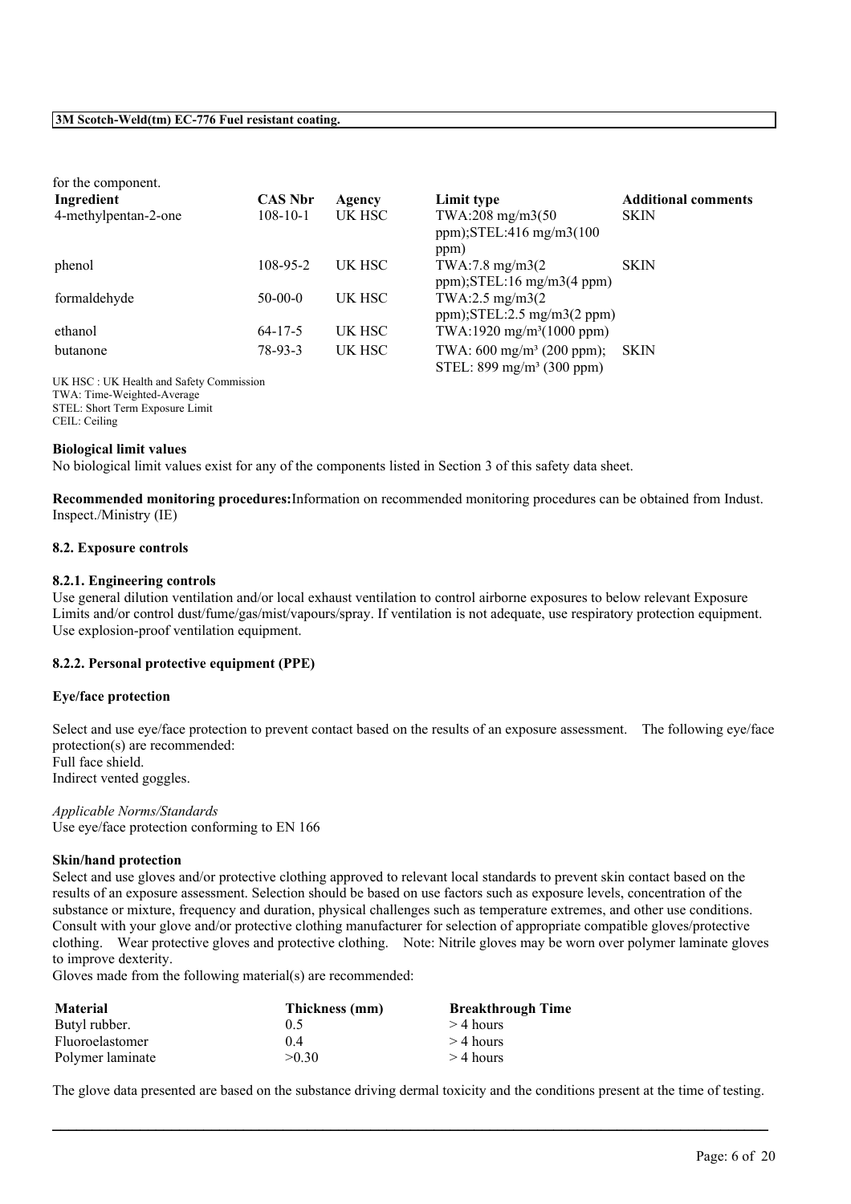for the component.

| Ingredient | CAS Nbr | Agency | Limit type | Additional comments |
| --- | --- | --- | --- | --- |
| 4-methylpentan-2-one | 108-10-1 | UK HSC | TWA:208 mg/m3(50 ppm);STEL:416 mg/m3(100 ppm) | SKIN |
| phenol | 108-95-2 | UK HSC | TWA:7.8 mg/m3(2 ppm);STEL:16 mg/m3(4 ppm) | SKIN |
| formaldehyde | 50-00-0 | UK HSC | TWA:2.5 mg/m3(2 ppm);STEL:2.5 mg/m3(2 ppm) | |
| ethanol | 64-17-5 | UK HSC | TWA:1920 mg/m³(1000 ppm) | |
| butanone | 78-93-3 | UK HSC | TWA: 600 mg/m³ (200 ppm); STEL: 899 mg/m³ (300 ppm) | SKIN |

UK HSC : UK Health and Safety Commission
TWA: Time-Weighted-Average
STEL: Short Term Exposure Limit
CEIL: Ceiling

**Biological limit values**

No biological limit values exist for any of the components listed in Section 3 of this safety data sheet.

**Recommended monitoring procedures:**Information on recommended monitoring procedures can be obtained from Indust. Inspect./Ministry (IE)

### 8.2. Exposure controls

#### 8.2.1. Engineering controls

Use general dilution ventilation and/or local exhaust ventilation to control airborne exposures to below relevant Exposure Limits and/or control dust/fume/gas/mist/vapours/spray. If ventilation is not adequate, use respiratory protection equipment. Use explosion-proof ventilation equipment.

#### 8.2.2. Personal protective equipment (PPE)

**Eye/face protection**

Select and use eye/face protection to prevent contact based on the results of an exposure assessment. The following eye/face protection(s) are recommended:
Full face shield.
Indirect vented goggles.

*Applicable Norms/Standards*
Use eye/face protection conforming to EN 166

**Skin/hand protection**

Select and use gloves and/or protective clothing approved to relevant local standards to prevent skin contact based on the results of an exposure assessment. Selection should be based on use factors such as exposure levels, concentration of the substance or mixture, frequency and duration, physical challenges such as temperature extremes, and other use conditions. Consult with your glove and/or protective clothing manufacturer for selection of appropriate compatible gloves/protective clothing. Wear protective gloves and protective clothing. Note: Nitrile gloves may be worn over polymer laminate gloves to improve dexterity.
Gloves made from the following material(s) are recommended:

| Material | Thickness (mm) | Breakthrough Time |
| --- | --- | --- |
| Butyl rubber. | 0.5 | > 4 hours |
| Fluoroelastomer | 0.4 | > 4 hours |
| Polymer laminate | >0.30 | > 4 hours |

The glove data presented are based on the substance driving dermal toxicity and the conditions present at the time of testing.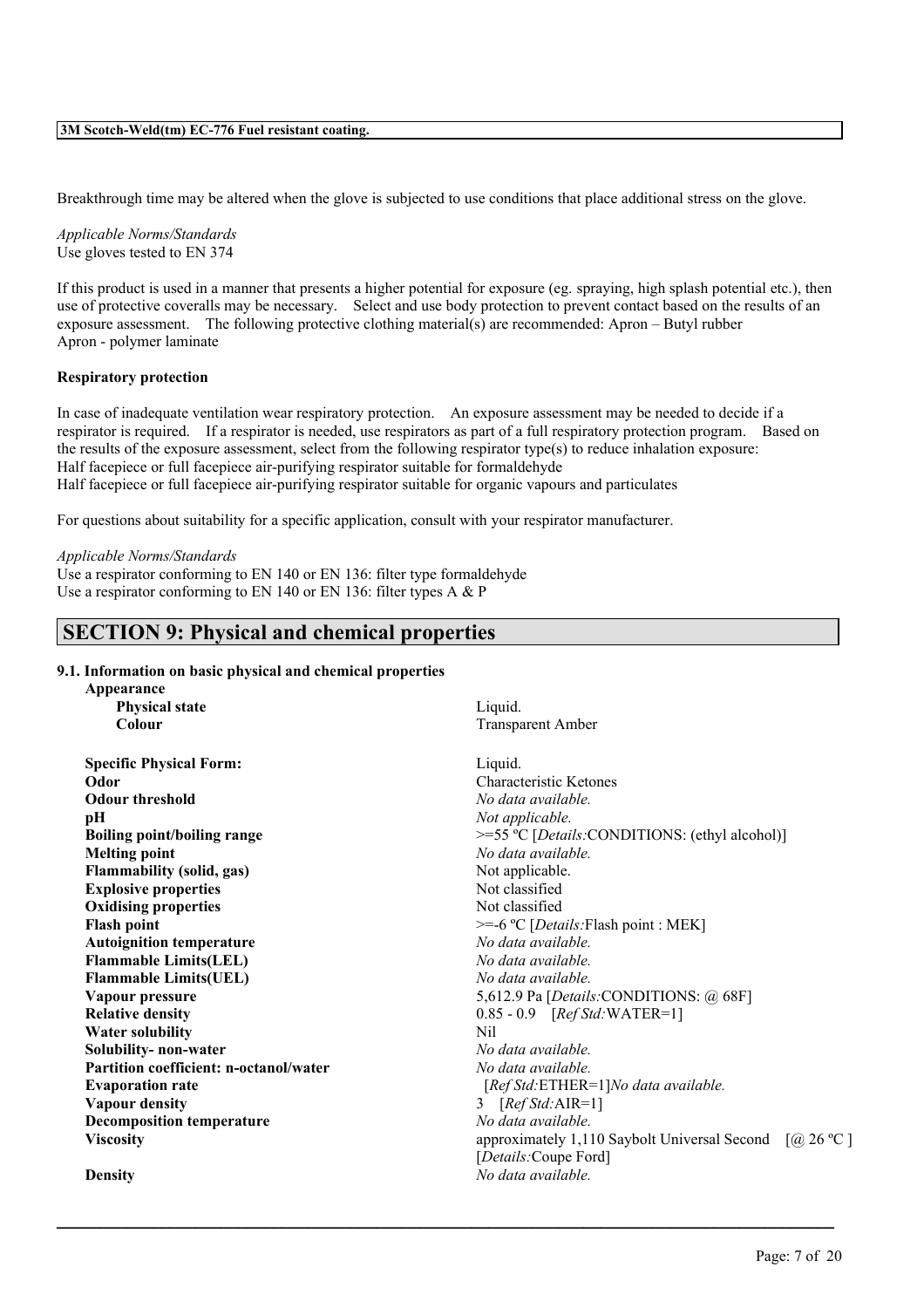Breakthrough time may be altered when the glove is subjected to use conditions that place additional stress on the glove.

*Applicable Norms/Standards*
Use gloves tested to EN 374

If this product is used in a manner that presents a higher potential for exposure (eg. spraying, high splash potential etc.), then use of protective coveralls may be necessary. Select and use body protection to prevent contact based on the results of an exposure assessment. The following protective clothing material(s) are recommended: Apron – Butyl rubber
Apron - polymer laminate

**Respiratory protection**

In case of inadequate ventilation wear respiratory protection. An exposure assessment may be needed to decide if a respirator is required. If a respirator is needed, use respirators as part of a full respiratory protection program. Based on the results of the exposure assessment, select from the following respirator type(s) to reduce inhalation exposure:
Half facepiece or full facepiece air-purifying respirator suitable for formaldehyde
Half facepiece or full facepiece air-purifying respirator suitable for organic vapours and particulates

For questions about suitability for a specific application, consult with your respirator manufacturer.

*Applicable Norms/Standards*
Use a respirator conforming to EN 140 or EN 136: filter type formaldehyde
Use a respirator conforming to EN 140 or EN 136: filter types A & P

## SECTION 9: Physical and chemical properties

### 9.1. Information on basic physical and chemical properties

**Appearance**

| | |
|---|---|
| **Physical state** | Liquid. |
| **Colour** | Transparent Amber |
| **Specific Physical Form:** | Liquid. |
| **Odor** | Characteristic Ketones |
| **Odour threshold** | *No data available.* |
| **pH** | *Not applicable.* |
| **Boiling point/boiling range** | >=55 ºC [*Details:*CONDITIONS: (ethyl alcohol)] |
| **Melting point** | *No data available.* |
| **Flammability (solid, gas)** | Not applicable. |
| **Explosive properties** | Not classified |
| **Oxidising properties** | Not classified |
| **Flash point** | >=-6 ºC [*Details:*Flash point : MEK] |
| **Autoignition temperature** | *No data available.* |
| **Flammable Limits(LEL)** | *No data available.* |
| **Flammable Limits(UEL)** | *No data available.* |
| **Vapour pressure** | 5,612.9 Pa [*Details:*CONDITIONS: @ 68F] |
| **Relative density** | 0.85 - 0.9 [*Ref Std:*WATER=1] |
| **Water solubility** | Nil |
| **Solubility- non-water** | *No data available.* |
| **Partition coefficient: n-octanol/water** | *No data available.* |
| **Evaporation rate** | [*Ref Std:*ETHER=1]*No data available.* |
| **Vapour density** | 3 [*Ref Std:*AIR=1] |
| **Decomposition temperature** | *No data available.* |
| **Viscosity** | approximately 1,110 Saybolt Universal Second [@ 26 ºC ] [*Details:*Coupe Ford] |
| **Density** | *No data available.* |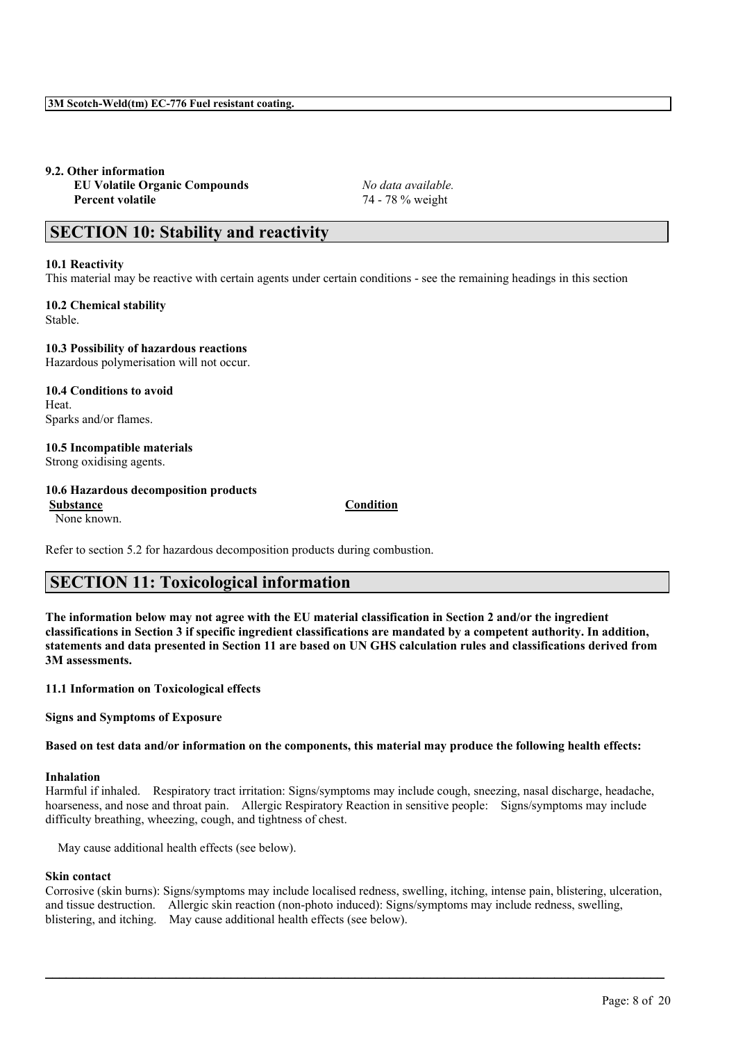**9.2. Other information**

| | |
|---|---|
| **EU Volatile Organic Compounds** | *No data available.* |
| **Percent volatile** | 74 - 78 % weight |

## SECTION 10: Stability and reactivity

**10.1 Reactivity**
This material may be reactive with certain agents under certain conditions - see the remaining headings in this section

**10.2 Chemical stability**
Stable.

**10.3 Possibility of hazardous reactions**
Hazardous polymerisation will not occur.

**10.4 Conditions to avoid**
Heat.
Sparks and/or flames.

**10.5 Incompatible materials**
Strong oxidising agents.

**10.6 Hazardous decomposition products**

| Substance | Condition |
|---|---|
| None known. | |

Refer to section 5.2 for hazardous decomposition products during combustion.

## SECTION 11: Toxicological information

**The information below may not agree with the EU material classification in Section 2 and/or the ingredient classifications in Section 3 if specific ingredient classifications are mandated by a competent authority. In addition, statements and data presented in Section 11 are based on UN GHS calculation rules and classifications derived from 3M assessments.**

**11.1 Information on Toxicological effects**

**Signs and Symptoms of Exposure**

**Based on test data and/or information on the components, this material may produce the following health effects:**

**Inhalation**
Harmful if inhaled. Respiratory tract irritation: Signs/symptoms may include cough, sneezing, nasal discharge, headache, hoarseness, and nose and throat pain. Allergic Respiratory Reaction in sensitive people: Signs/symptoms may include difficulty breathing, wheezing, cough, and tightness of chest.

May cause additional health effects (see below).

**Skin contact**
Corrosive (skin burns): Signs/symptoms may include localised redness, swelling, itching, intense pain, blistering, ulceration, and tissue destruction. Allergic skin reaction (non-photo induced): Signs/symptoms may include redness, swelling, blistering, and itching. May cause additional health effects (see below).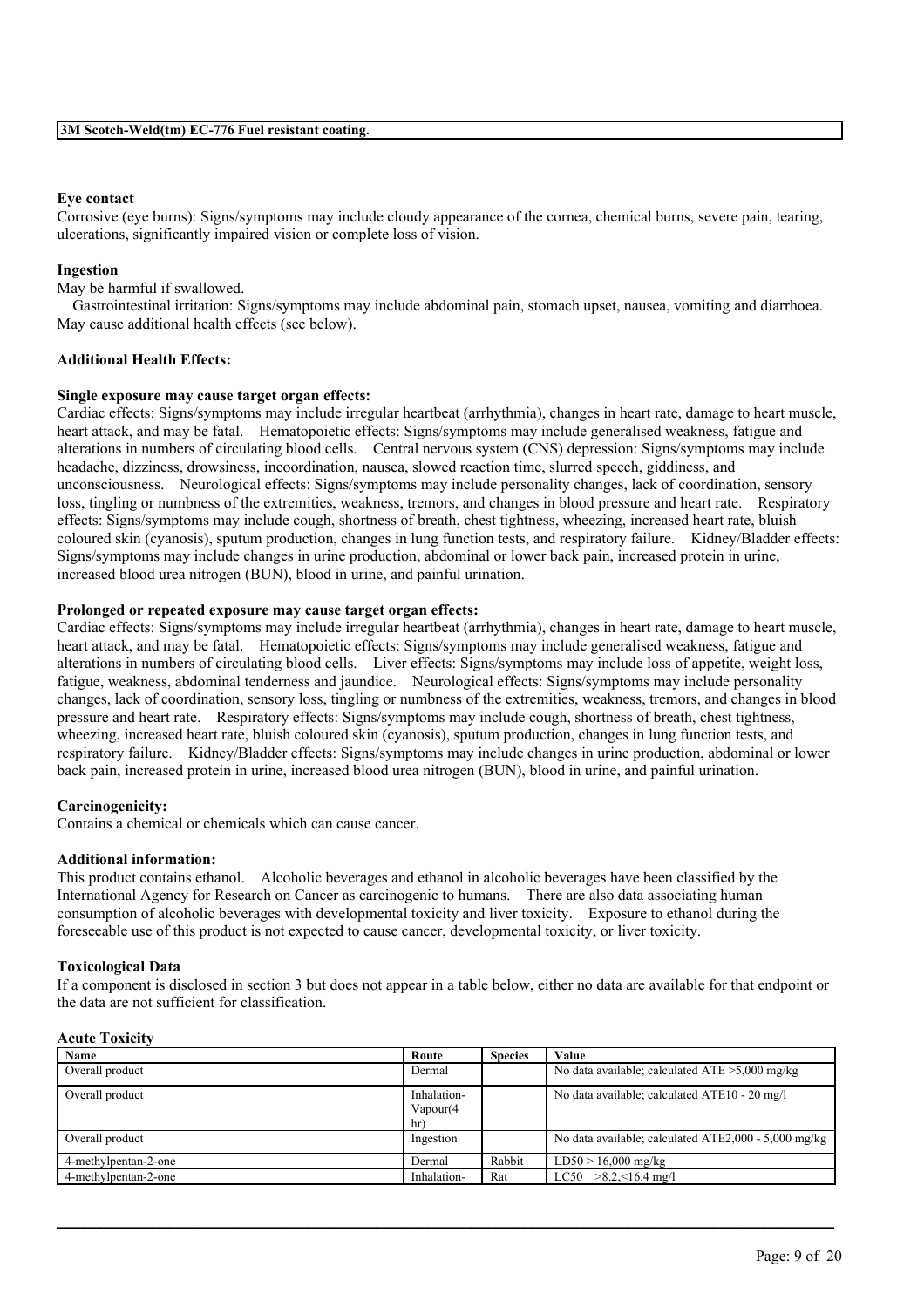**Eye contact**

Corrosive (eye burns): Signs/symptoms may include cloudy appearance of the cornea, chemical burns, severe pain, tearing, ulcerations, significantly impaired vision or complete loss of vision.

**Ingestion**

May be harmful if swallowed.

Gastrointestinal irritation: Signs/symptoms may include abdominal pain, stomach upset, nausea, vomiting and diarrhoea. May cause additional health effects (see below).

**Additional Health Effects:**

**Single exposure may cause target organ effects:**

Cardiac effects: Signs/symptoms may include irregular heartbeat (arrhythmia), changes in heart rate, damage to heart muscle, heart attack, and may be fatal. Hematopoietic effects: Signs/symptoms may include generalised weakness, fatigue and alterations in numbers of circulating blood cells. Central nervous system (CNS) depression: Signs/symptoms may include headache, dizziness, drowsiness, incoordination, nausea, slowed reaction time, slurred speech, giddiness, and unconsciousness. Neurological effects: Signs/symptoms may include personality changes, lack of coordination, sensory loss, tingling or numbness of the extremities, weakness, tremors, and changes in blood pressure and heart rate. Respiratory effects: Signs/symptoms may include cough, shortness of breath, chest tightness, wheezing, increased heart rate, bluish coloured skin (cyanosis), sputum production, changes in lung function tests, and respiratory failure. Kidney/Bladder effects: Signs/symptoms may include changes in urine production, abdominal or lower back pain, increased protein in urine, increased blood urea nitrogen (BUN), blood in urine, and painful urination.

**Prolonged or repeated exposure may cause target organ effects:**

Cardiac effects: Signs/symptoms may include irregular heartbeat (arrhythmia), changes in heart rate, damage to heart muscle, heart attack, and may be fatal. Hematopoietic effects: Signs/symptoms may include generalised weakness, fatigue and alterations in numbers of circulating blood cells. Liver effects: Signs/symptoms may include loss of appetite, weight loss, fatigue, weakness, abdominal tenderness and jaundice. Neurological effects: Signs/symptoms may include personality changes, lack of coordination, sensory loss, tingling or numbness of the extremities, weakness, tremors, and changes in blood pressure and heart rate. Respiratory effects: Signs/symptoms may include cough, shortness of breath, chest tightness, wheezing, increased heart rate, bluish coloured skin (cyanosis), sputum production, changes in lung function tests, and respiratory failure. Kidney/Bladder effects: Signs/symptoms may include changes in urine production, abdominal or lower back pain, increased protein in urine, increased blood urea nitrogen (BUN), blood in urine, and painful urination.

**Carcinogenicity:**

Contains a chemical or chemicals which can cause cancer.

**Additional information:**

This product contains ethanol. Alcoholic beverages and ethanol in alcoholic beverages have been classified by the International Agency for Research on Cancer as carcinogenic to humans. There are also data associating human consumption of alcoholic beverages with developmental toxicity and liver toxicity. Exposure to ethanol during the foreseeable use of this product is not expected to cause cancer, developmental toxicity, or liver toxicity.

**Toxicological Data**

If a component is disclosed in section 3 but does not appear in a table below, either no data are available for that endpoint or the data are not sufficient for classification.

**Acute Toxicity**

| Name | Route | Species | Value |
|---|---|---|---|
| Overall product | Dermal | | No data available; calculated ATE >5,000 mg/kg |
| Overall product | Inhalation-Vapour(4 hr) | | No data available; calculated ATE10 - 20 mg/l |
| Overall product | Ingestion | | No data available; calculated ATE2,000 - 5,000 mg/kg |
| 4-methylpentan-2-one | Dermal | Rabbit | LD50 > 16,000 mg/kg |
| 4-methylpentan-2-one | Inhalation- | Rat | LC50 >8.2,<16.4 mg/l |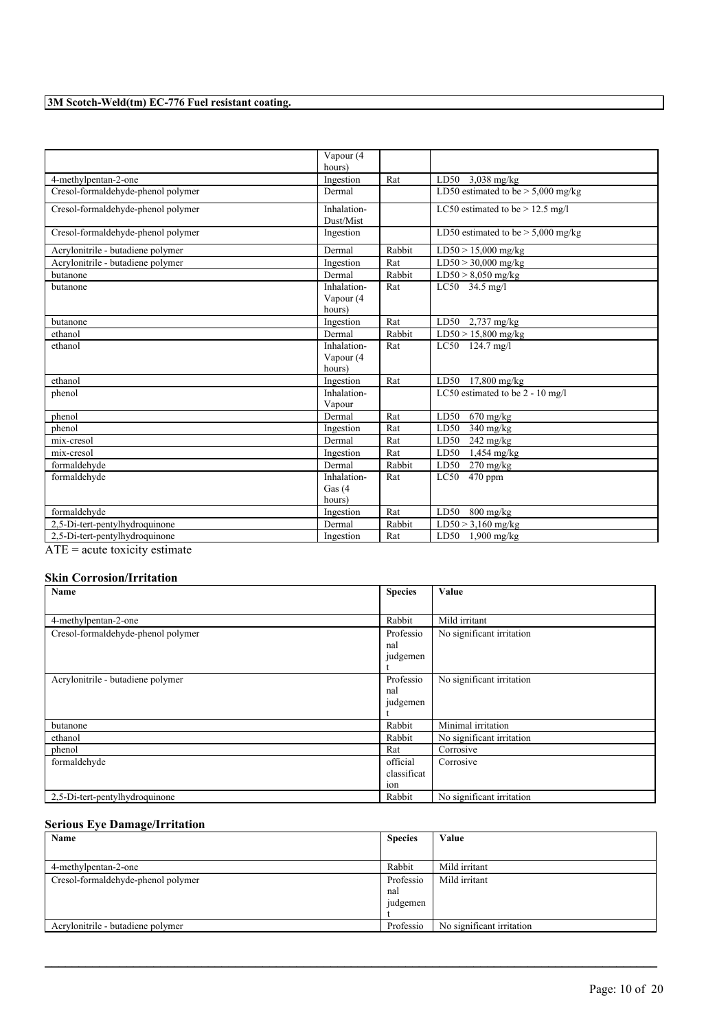|  | Vapour (4 hours) |  |  |
|---|---|---|---|
| 4-methylpentan-2-one | Ingestion | Rat | LD50 3,038 mg/kg |
| Cresol-formaldehyde-phenol polymer | Dermal |  | LD50 estimated to be > 5,000 mg/kg |
| Cresol-formaldehyde-phenol polymer | Inhalation-Dust/Mist |  | LC50 estimated to be > 12.5 mg/l |
| Cresol-formaldehyde-phenol polymer | Ingestion |  | LD50 estimated to be > 5,000 mg/kg |
| Acrylonitrile - butadiene polymer | Dermal | Rabbit | LD50 > 15,000 mg/kg |
| Acrylonitrile - butadiene polymer | Ingestion | Rat | LD50 > 30,000 mg/kg |
| butanone | Dermal | Rabbit | LD50 > 8,050 mg/kg |
| butanone | Inhalation-Vapour (4 hours) | Rat | LC50 34.5 mg/l |
| butanone | Ingestion | Rat | LD50 2,737 mg/kg |
| ethanol | Dermal | Rabbit | LD50 > 15,800 mg/kg |
| ethanol | Inhalation-Vapour (4 hours) | Rat | LC50 124.7 mg/l |
| ethanol | Ingestion | Rat | LD50 17,800 mg/kg |
| phenol | Inhalation-Vapour |  | LC50 estimated to be 2 - 10 mg/l |
| phenol | Dermal | Rat | LD50 670 mg/kg |
| phenol | Ingestion | Rat | LD50 340 mg/kg |
| mix-cresol | Dermal | Rat | LD50 242 mg/kg |
| mix-cresol | Ingestion | Rat | LD50 1,454 mg/kg |
| formaldehyde | Dermal | Rabbit | LD50 270 mg/kg |
| formaldehyde | Inhalation-Gas (4 hours) | Rat | LC50 470 ppm |
| formaldehyde | Ingestion | Rat | LD50 800 mg/kg |
| 2,5-Di-tert-pentylhydroquinone | Dermal | Rabbit | LD50 > 3,160 mg/kg |
| 2,5-Di-tert-pentylhydroquinone | Ingestion | Rat | LD50 1,900 mg/kg |

ATE = acute toxicity estimate

### Skin Corrosion/Irritation

| Name | Species | Value |
|---|---|---|
| 4-methylpentan-2-one | Rabbit | Mild irritant |
| Cresol-formaldehyde-phenol polymer | Professional judgement | No significant irritation |
| Acrylonitrile - butadiene polymer | Professional judgement | No significant irritation |
| butanone | Rabbit | Minimal irritation |
| ethanol | Rabbit | No significant irritation |
| phenol | Rat | Corrosive |
| formaldehyde | official classification | Corrosive |
| 2,5-Di-tert-pentylhydroquinone | Rabbit | No significant irritation |

### Serious Eye Damage/Irritation

| Name | Species | Value |
|---|---|---|
| 4-methylpentan-2-one | Rabbit | Mild irritant |
| Cresol-formaldehyde-phenol polymer | Professional judgement | Mild irritant |
| Acrylonitrile - butadiene polymer | Professio | No significant irritation |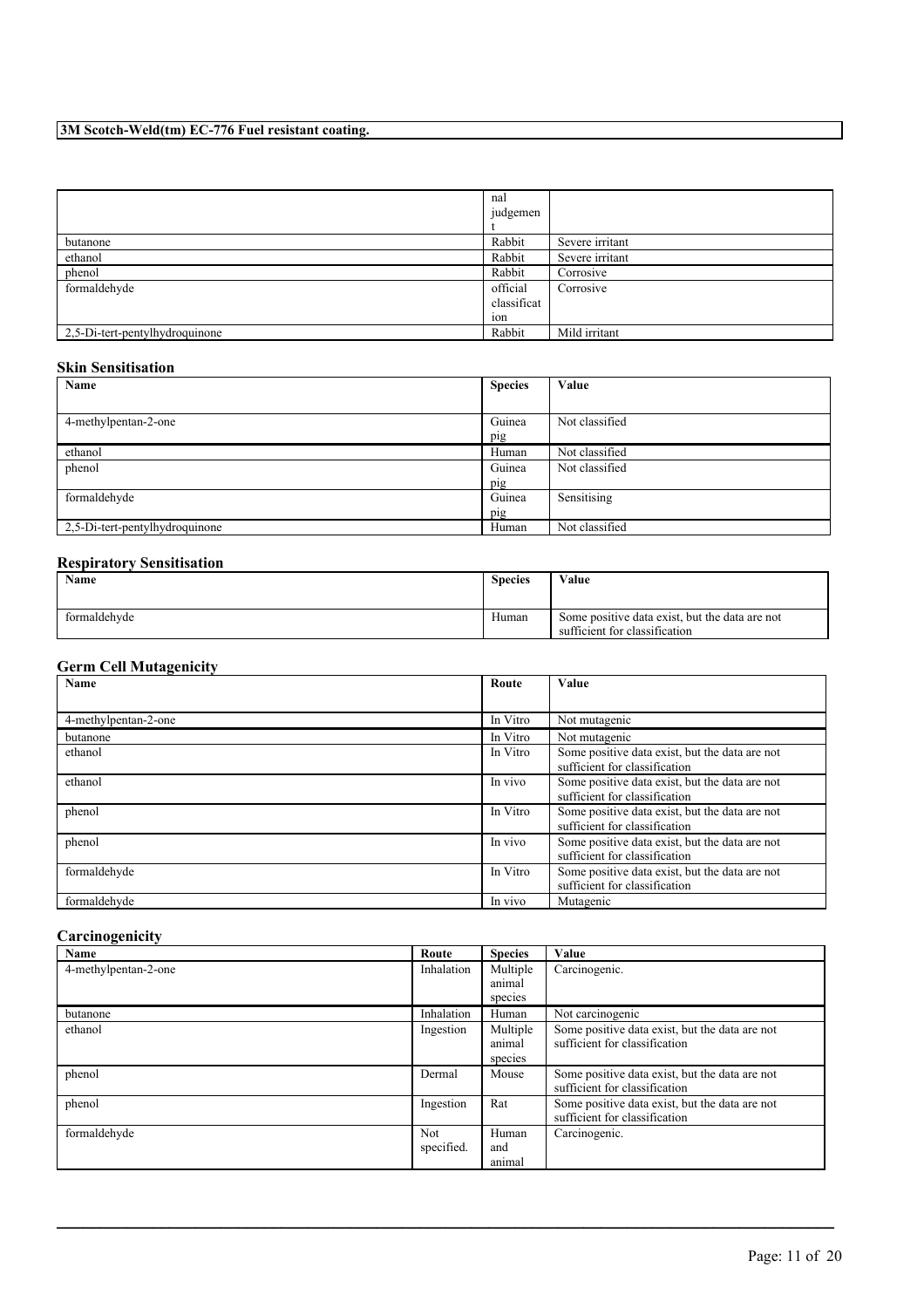| | nal judgement | |
|---|---|---|
| butanone | Rabbit | Severe irritant |
| ethanol | Rabbit | Severe irritant |
| phenol | Rabbit | Corrosive |
| formaldehyde | official classification | Corrosive |
| 2,5-Di-tert-pentylhydroquinone | Rabbit | Mild irritant |

## Skin Sensitisation

| Name | Species | Value |
|---|---|---|
| 4-methylpentan-2-one | Guinea pig | Not classified |
| ethanol | Human | Not classified |
| phenol | Guinea pig | Not classified |
| formaldehyde | Guinea pig | Sensitising |
| 2,5-Di-tert-pentylhydroquinone | Human | Not classified |

## Respiratory Sensitisation

| Name | Species | Value |
|---|---|---|
| formaldehyde | Human | Some positive data exist, but the data are not sufficient for classification |

## Germ Cell Mutagenicity

| Name | Route | Value |
|---|---|---|
| 4-methylpentan-2-one | In Vitro | Not mutagenic |
| butanone | In Vitro | Not mutagenic |
| ethanol | In Vitro | Some positive data exist, but the data are not sufficient for classification |
| ethanol | In vivo | Some positive data exist, but the data are not sufficient for classification |
| phenol | In Vitro | Some positive data exist, but the data are not sufficient for classification |
| phenol | In vivo | Some positive data exist, but the data are not sufficient for classification |
| formaldehyde | In Vitro | Some positive data exist, but the data are not sufficient for classification |
| formaldehyde | In vivo | Mutagenic |

## Carcinogenicity

| Name | Route | Species | Value |
|---|---|---|---|
| 4-methylpentan-2-one | Inhalation | Multiple animal species | Carcinogenic. |
| butanone | Inhalation | Human | Not carcinogenic |
| ethanol | Ingestion | Multiple animal species | Some positive data exist, but the data are not sufficient for classification |
| phenol | Dermal | Mouse | Some positive data exist, but the data are not sufficient for classification |
| phenol | Ingestion | Rat | Some positive data exist, but the data are not sufficient for classification |
| formaldehyde | Not specified. | Human and animal | Carcinogenic. |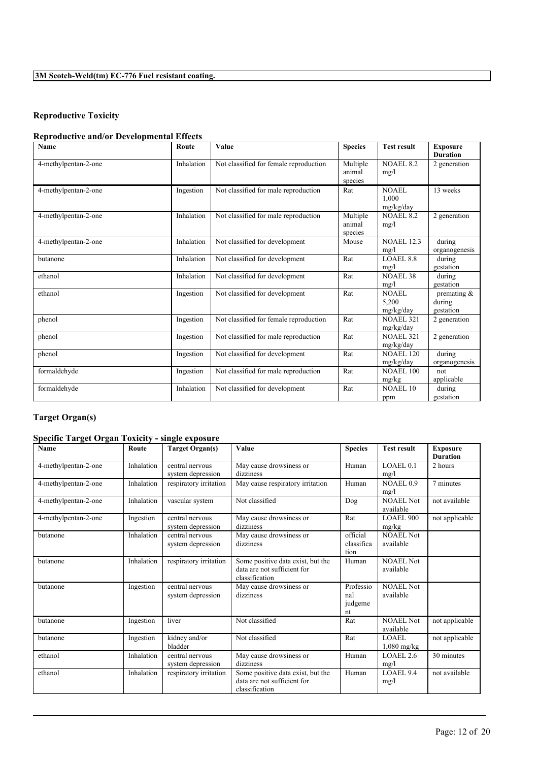## Reproductive Toxicity

### Reproductive and/or Developmental Effects

| Name | Route | Value | Species | Test result | Exposure Duration |
|---|---|---|---|---|---|
| 4-methylpentan-2-one | Inhalation | Not classified for female reproduction | Multiple animal species | NOAEL 8.2 mg/l | 2 generation |
| 4-methylpentan-2-one | Ingestion | Not classified for male reproduction | Rat | NOAEL 1,000 mg/kg/day | 13 weeks |
| 4-methylpentan-2-one | Inhalation | Not classified for male reproduction | Multiple animal species | NOAEL 8.2 mg/l | 2 generation |
| 4-methylpentan-2-one | Inhalation | Not classified for development | Mouse | NOAEL 12.3 mg/l | during organogenesis |
| butanone | Inhalation | Not classified for development | Rat | LOAEL 8.8 mg/l | during gestation |
| ethanol | Inhalation | Not classified for development | Rat | NOAEL 38 mg/l | during gestation |
| ethanol | Ingestion | Not classified for development | Rat | NOAEL 5,200 mg/kg/day | premating & during gestation |
| phenol | Ingestion | Not classified for female reproduction | Rat | NOAEL 321 mg/kg/day | 2 generation |
| phenol | Ingestion | Not classified for male reproduction | Rat | NOAEL 321 mg/kg/day | 2 generation |
| phenol | Ingestion | Not classified for development | Rat | NOAEL 120 mg/kg/day | during organogenesis |
| formaldehyde | Ingestion | Not classified for male reproduction | Rat | NOAEL 100 mg/kg | not applicable |
| formaldehyde | Inhalation | Not classified for development | Rat | NOAEL 10 ppm | during gestation |

## Target Organ(s)

### Specific Target Organ Toxicity - single exposure

| Name | Route | Target Organ(s) | Value | Species | Test result | Exposure Duration |
|---|---|---|---|---|---|---|
| 4-methylpentan-2-one | Inhalation | central nervous system depression | May cause drowsiness or dizziness | Human | LOAEL 0.1 mg/l | 2 hours |
| 4-methylpentan-2-one | Inhalation | respiratory irritation | May cause respiratory irritation | Human | NOAEL 0.9 mg/l | 7 minutes |
| 4-methylpentan-2-one | Inhalation | vascular system | Not classified | Dog | NOAEL Not available | not available |
| 4-methylpentan-2-one | Ingestion | central nervous system depression | May cause drowsiness or dizziness | Rat | LOAEL 900 mg/kg | not applicable |
| butanone | Inhalation | central nervous system depression | May cause drowsiness or dizziness | official classification | NOAEL Not available | |
| butanone | Inhalation | respiratory irritation | Some positive data exist, but the data are not sufficient for classification | Human | NOAEL Not available | |
| butanone | Ingestion | central nervous system depression | May cause drowsiness or dizziness | Professional judgement | NOAEL Not available | |
| butanone | Ingestion | liver | Not classified | Rat | NOAEL Not available | not applicable |
| butanone | Ingestion | kidney and/or bladder | Not classified | Rat | LOAEL 1,080 mg/kg | not applicable |
| ethanol | Inhalation | central nervous system depression | May cause drowsiness or dizziness | Human | LOAEL 2.6 mg/l | 30 minutes |
| ethanol | Inhalation | respiratory irritation | Some positive data exist, but the data are not sufficient for classification | Human | LOAEL 9.4 mg/l | not available |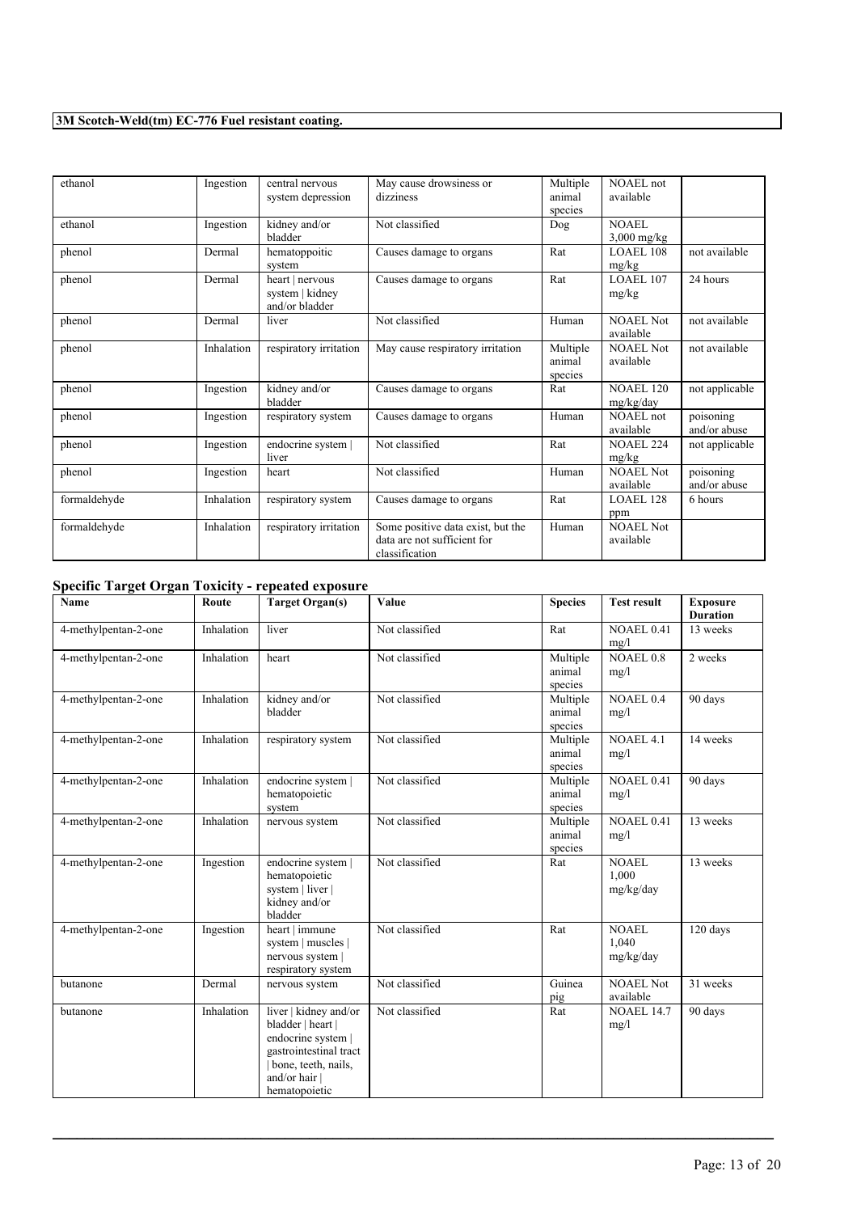| | | | | | | |
|---|---|---|---|---|---|---|
| ethanol | Ingestion | central nervous system depression | May cause drowsiness or dizziness | Multiple animal species | NOAEL not available | |
| ethanol | Ingestion | kidney and/or bladder | Not classified | Dog | NOAEL 3,000 mg/kg | |
| phenol | Dermal | hematoppoitic system | Causes damage to organs | Rat | LOAEL 108 mg/kg | not available |
| phenol | Dermal | heart \| nervous system \| kidney and/or bladder | Causes damage to organs | Rat | LOAEL 107 mg/kg | 24 hours |
| phenol | Dermal | liver | Not classified | Human | NOAEL Not available | not available |
| phenol | Inhalation | respiratory irritation | May cause respiratory irritation | Multiple animal species | NOAEL Not available | not available |
| phenol | Ingestion | kidney and/or bladder | Causes damage to organs | Rat | NOAEL 120 mg/kg/day | not applicable |
| phenol | Ingestion | respiratory system | Causes damage to organs | Human | NOAEL not available | poisoning and/or abuse |
| phenol | Ingestion | endocrine system \| liver | Not classified | Rat | NOAEL 224 mg/kg | not applicable |
| phenol | Ingestion | heart | Not classified | Human | NOAEL Not available | poisoning and/or abuse |
| formaldehyde | Inhalation | respiratory system | Causes damage to organs | Rat | LOAEL 128 ppm | 6 hours |
| formaldehyde | Inhalation | respiratory irritation | Some positive data exist, but the data are not sufficient for classification | Human | NOAEL Not available | |

## Specific Target Organ Toxicity - repeated exposure

| Name | Route | Target Organ(s) | Value | Species | Test result | Exposure Duration |
|---|---|---|---|---|---|---|
| 4-methylpentan-2-one | Inhalation | liver | Not classified | Rat | NOAEL 0.41 mg/l | 13 weeks |
| 4-methylpentan-2-one | Inhalation | heart | Not classified | Multiple animal species | NOAEL 0.8 mg/l | 2 weeks |
| 4-methylpentan-2-one | Inhalation | kidney and/or bladder | Not classified | Multiple animal species | NOAEL 0.4 mg/l | 90 days |
| 4-methylpentan-2-one | Inhalation | respiratory system | Not classified | Multiple animal species | NOAEL 4.1 mg/l | 14 weeks |
| 4-methylpentan-2-one | Inhalation | endocrine system \| hematopoietic system | Not classified | Multiple animal species | NOAEL 0.41 mg/l | 90 days |
| 4-methylpentan-2-one | Inhalation | nervous system | Not classified | Multiple animal species | NOAEL 0.41 mg/l | 13 weeks |
| 4-methylpentan-2-one | Ingestion | endocrine system \| hematopoietic system \| liver \| kidney and/or bladder | Not classified | Rat | NOAEL 1,000 mg/kg/day | 13 weeks |
| 4-methylpentan-2-one | Ingestion | heart \| immune system \| muscles \| nervous system \| respiratory system | Not classified | Rat | NOAEL 1,040 mg/kg/day | 120 days |
| butanone | Dermal | nervous system | Not classified | Guinea pig | NOAEL Not available | 31 weeks |
| butanone | Inhalation | liver \| kidney and/or bladder \| heart \| endocrine system \| gastrointestinal tract \| bone, teeth, nails, and/or hair \| hematopoietic | Not classified | Rat | NOAEL 14.7 mg/l | 90 days |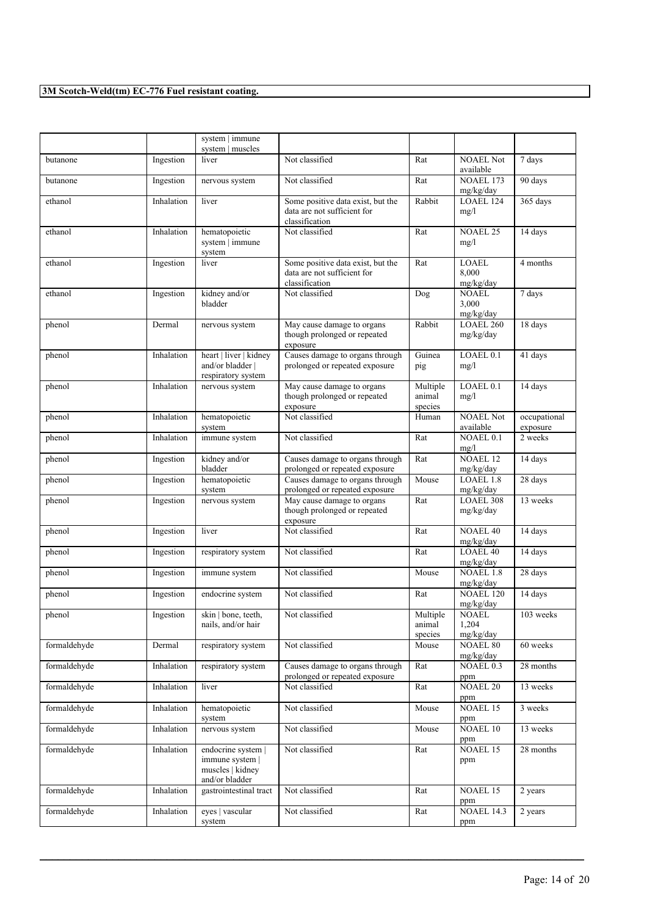| | | system | immune system | muscles | | | | |
|---|---|---|---|---|---|---|
| butanone | Ingestion | liver | Not classified | Rat | NOAEL Not available | 7 days |
| butanone | Ingestion | nervous system | Not classified | Rat | NOAEL 173 mg/kg/day | 90 days |
| ethanol | Inhalation | liver | Some positive data exist, but the data are not sufficient for classification | Rabbit | LOAEL 124 mg/l | 365 days |
| ethanol | Inhalation | hematopoietic system | immune system | Not classified | Rat | NOAEL 25 mg/l | 14 days |
| ethanol | Ingestion | liver | Some positive data exist, but the data are not sufficient for classification | Rat | LOAEL 8,000 mg/kg/day | 4 months |
| ethanol | Ingestion | kidney and/or bladder | Not classified | Dog | NOAEL 3,000 mg/kg/day | 7 days |
| phenol | Dermal | nervous system | May cause damage to organs though prolonged or repeated exposure | Rabbit | LOAEL 260 mg/kg/day | 18 days |
| phenol | Inhalation | heart | liver | kidney and/or bladder | respiratory system | Causes damage to organs through prolonged or repeated exposure | Guinea pig | LOAEL 0.1 mg/l | 41 days |
| phenol | Inhalation | nervous system | May cause damage to organs though prolonged or repeated exposure | Multiple animal species | LOAEL 0.1 mg/l | 14 days |
| phenol | Inhalation | hematopoietic system | Not classified | Human | NOAEL Not available | occupational exposure |
| phenol | Inhalation | immune system | Not classified | Rat | NOAEL 0.1 mg/l | 2 weeks |
| phenol | Ingestion | kidney and/or bladder | Causes damage to organs through prolonged or repeated exposure | Rat | NOAEL 12 mg/kg/day | 14 days |
| phenol | Ingestion | hematopoietic system | Causes damage to organs through prolonged or repeated exposure | Mouse | LOAEL 1.8 mg/kg/day | 28 days |
| phenol | Ingestion | nervous system | May cause damage to organs though prolonged or repeated exposure | Rat | LOAEL 308 mg/kg/day | 13 weeks |
| phenol | Ingestion | liver | Not classified | Rat | NOAEL 40 mg/kg/day | 14 days |
| phenol | Ingestion | respiratory system | Not classified | Rat | LOAEL 40 mg/kg/day | 14 days |
| phenol | Ingestion | immune system | Not classified | Mouse | NOAEL 1.8 mg/kg/day | 28 days |
| phenol | Ingestion | endocrine system | Not classified | Rat | NOAEL 120 mg/kg/day | 14 days |
| phenol | Ingestion | skin | bone, teeth, nails, and/or hair | Not classified | Multiple animal species | NOAEL 1,204 mg/kg/day | 103 weeks |
| formaldehyde | Dermal | respiratory system | Not classified | Mouse | NOAEL 80 mg/kg/day | 60 weeks |
| formaldehyde | Inhalation | respiratory system | Causes damage to organs through prolonged or repeated exposure | Rat | NOAEL 0.3 ppm | 28 months |
| formaldehyde | Inhalation | liver | Not classified | Rat | NOAEL 20 ppm | 13 weeks |
| formaldehyde | Inhalation | hematopoietic system | Not classified | Mouse | NOAEL 15 ppm | 3 weeks |
| formaldehyde | Inhalation | nervous system | Not classified | Mouse | NOAEL 10 ppm | 13 weeks |
| formaldehyde | Inhalation | endocrine system | immune system | muscles | kidney and/or bladder | Not classified | Rat | NOAEL 15 ppm | 28 months |
| formaldehyde | Inhalation | gastrointestinal tract | Not classified | Rat | NOAEL 15 ppm | 2 years |
| formaldehyde | Inhalation | eyes | vascular system | Not classified | Rat | NOAEL 14.3 ppm | 2 years |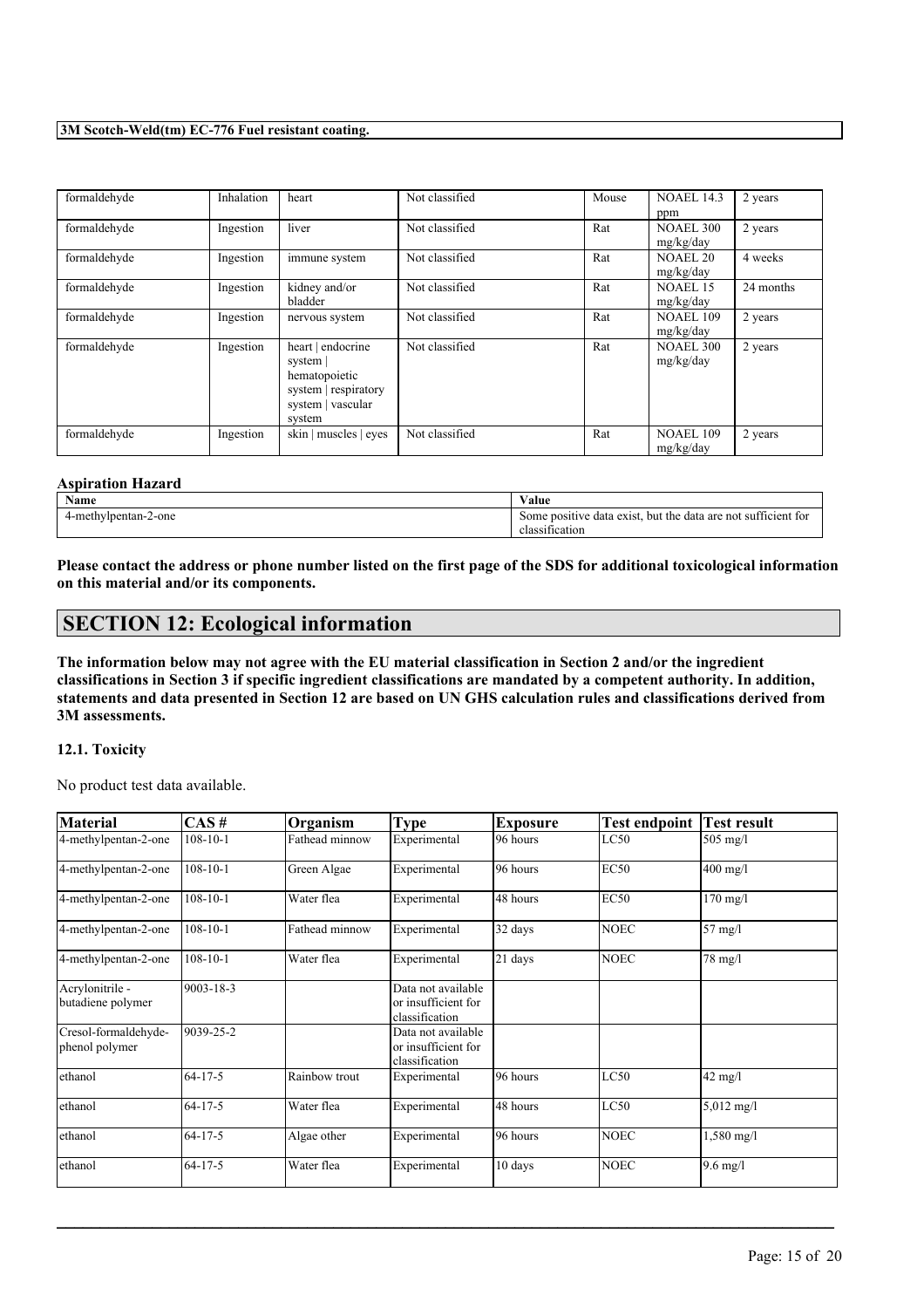| formaldehyde | Inhalation | heart | Not classified | Mouse | NOAEL 14.3 ppm | 2 years |
|---|---|---|---|---|---|---|
| formaldehyde | Ingestion | liver | Not classified | Rat | NOAEL 300 mg/kg/day | 2 years |
| formaldehyde | Ingestion | immune system | Not classified | Rat | NOAEL 20 mg/kg/day | 4 weeks |
| formaldehyde | Ingestion | kidney and/or bladder | Not classified | Rat | NOAEL 15 mg/kg/day | 24 months |
| formaldehyde | Ingestion | nervous system | Not classified | Rat | NOAEL 109 mg/kg/day | 2 years |
| formaldehyde | Ingestion | heart \| endocrine system \| hematopoietic system \| respiratory system \| vascular system | Not classified | Rat | NOAEL 300 mg/kg/day | 2 years |
| formaldehyde | Ingestion | skin \| muscles \| eyes | Not classified | Rat | NOAEL 109 mg/kg/day | 2 years |

**Aspiration Hazard**

| Name | Value |
|---|---|
| 4-methylpentan-2-one | Some positive data exist, but the data are not sufficient for classification |

**Please contact the address or phone number listed on the first page of the SDS for additional toxicological information on this material and/or its components.**

## SECTION 12: Ecological information

**The information below may not agree with the EU material classification in Section 2 and/or the ingredient classifications in Section 3 if specific ingredient classifications are mandated by a competent authority. In addition, statements and data presented in Section 12 are based on UN GHS calculation rules and classifications derived from 3M assessments.**

### 12.1. Toxicity

No product test data available.

| Material | CAS # | Organism | Type | Exposure | Test endpoint | Test result |
|---|---|---|---|---|---|---|
| 4-methylpentan-2-one | 108-10-1 | Fathead minnow | Experimental | 96 hours | LC50 | 505 mg/l |
| 4-methylpentan-2-one | 108-10-1 | Green Algae | Experimental | 96 hours | EC50 | 400 mg/l |
| 4-methylpentan-2-one | 108-10-1 | Water flea | Experimental | 48 hours | EC50 | 170 mg/l |
| 4-methylpentan-2-one | 108-10-1 | Fathead minnow | Experimental | 32 days | NOEC | 57 mg/l |
| 4-methylpentan-2-one | 108-10-1 | Water flea | Experimental | 21 days | NOEC | 78 mg/l |
| Acrylonitrile - butadiene polymer | 9003-18-3 | | Data not available or insufficient for classification | | | |
| Cresol-formaldehyde-phenol polymer | 9039-25-2 | | Data not available or insufficient for classification | | | |
| ethanol | 64-17-5 | Rainbow trout | Experimental | 96 hours | LC50 | 42 mg/l |
| ethanol | 64-17-5 | Water flea | Experimental | 48 hours | LC50 | 5,012 mg/l |
| ethanol | 64-17-5 | Algae other | Experimental | 96 hours | NOEC | 1,580 mg/l |
| ethanol | 64-17-5 | Water flea | Experimental | 10 days | NOEC | 9.6 mg/l |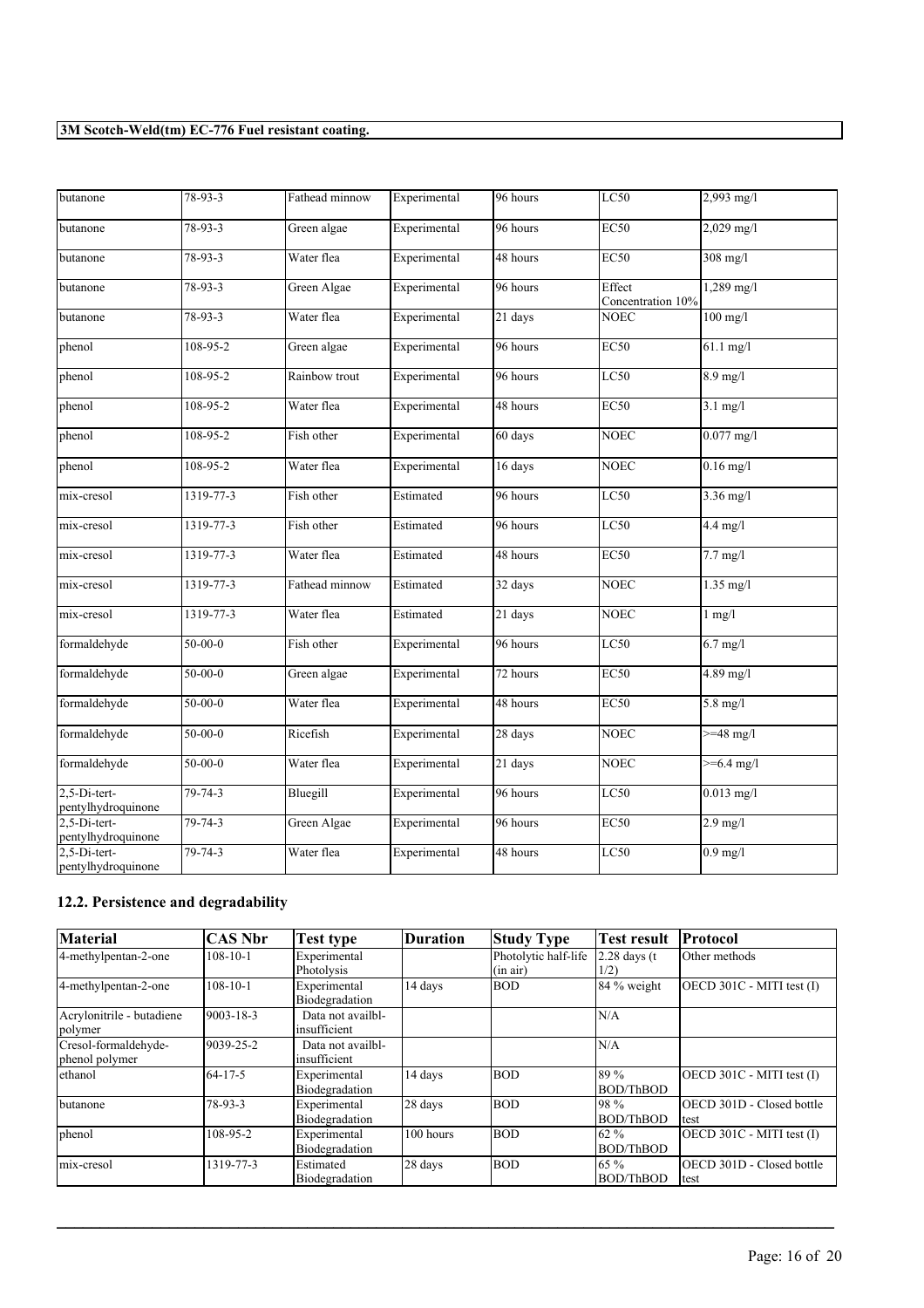| butanone | 78-93-3 | Fathead minnow | Experimental | 96 hours | LC50 | 2,993 mg/l |
|---|---|---|---|---|---|---|
| butanone | 78-93-3 | Green algae | Experimental | 96 hours | EC50 | 2,029 mg/l |
| butanone | 78-93-3 | Water flea | Experimental | 48 hours | EC50 | 308 mg/l |
| butanone | 78-93-3 | Green Algae | Experimental | 96 hours | Effect Concentration 10% | 1,289 mg/l |
| butanone | 78-93-3 | Water flea | Experimental | 21 days | NOEC | 100 mg/l |
| phenol | 108-95-2 | Green algae | Experimental | 96 hours | EC50 | 61.1 mg/l |
| phenol | 108-95-2 | Rainbow trout | Experimental | 96 hours | LC50 | 8.9 mg/l |
| phenol | 108-95-2 | Water flea | Experimental | 48 hours | EC50 | 3.1 mg/l |
| phenol | 108-95-2 | Fish other | Experimental | 60 days | NOEC | 0.077 mg/l |
| phenol | 108-95-2 | Water flea | Experimental | 16 days | NOEC | 0.16 mg/l |
| mix-cresol | 1319-77-3 | Fish other | Estimated | 96 hours | LC50 | 3.36 mg/l |
| mix-cresol | 1319-77-3 | Fish other | Estimated | 96 hours | LC50 | 4.4 mg/l |
| mix-cresol | 1319-77-3 | Water flea | Estimated | 48 hours | EC50 | 7.7 mg/l |
| mix-cresol | 1319-77-3 | Fathead minnow | Estimated | 32 days | NOEC | 1.35 mg/l |
| mix-cresol | 1319-77-3 | Water flea | Estimated | 21 days | NOEC | 1 mg/l |
| formaldehyde | 50-00-0 | Fish other | Experimental | 96 hours | LC50 | 6.7 mg/l |
| formaldehyde | 50-00-0 | Green algae | Experimental | 72 hours | EC50 | 4.89 mg/l |
| formaldehyde | 50-00-0 | Water flea | Experimental | 48 hours | EC50 | 5.8 mg/l |
| formaldehyde | 50-00-0 | Ricefish | Experimental | 28 days | NOEC | >=48 mg/l |
| formaldehyde | 50-00-0 | Water flea | Experimental | 21 days | NOEC | >=6.4 mg/l |
| 2,5-Di-tert-pentylhydroquinone | 79-74-3 | Bluegill | Experimental | 96 hours | LC50 | 0.013 mg/l |
| 2,5-Di-tert-pentylhydroquinone | 79-74-3 | Green Algae | Experimental | 96 hours | EC50 | 2.9 mg/l |
| 2,5-Di-tert-pentylhydroquinone | 79-74-3 | Water flea | Experimental | 48 hours | LC50 | 0.9 mg/l |

## 12.2. Persistence and degradability

| Material | CAS Nbr | Test type | Duration | Study Type | Test result | Protocol |
|---|---|---|---|---|---|---|
| 4-methylpentan-2-one | 108-10-1 | Experimental Photolysis | | Photolytic half-life (in air) | 2.28 days (t 1/2) | Other methods |
| 4-methylpentan-2-one | 108-10-1 | Experimental Biodegradation | 14 days | BOD | 84 % weight | OECD 301C - MITI test (I) |
| Acrylonitrile - butadiene polymer | 9003-18-3 | Data not availbl-insufficient | | | N/A | |
| Cresol-formaldehyde-phenol polymer | 9039-25-2 | Data not availbl-insufficient | | | N/A | |
| ethanol | 64-17-5 | Experimental Biodegradation | 14 days | BOD | 89 % BOD/ThBOD | OECD 301C - MITI test (I) |
| butanone | 78-93-3 | Experimental Biodegradation | 28 days | BOD | 98 % BOD/ThBOD | OECD 301D - Closed bottle test |
| phenol | 108-95-2 | Experimental Biodegradation | 100 hours | BOD | 62 % BOD/ThBOD | OECD 301C - MITI test (I) |
| mix-cresol | 1319-77-3 | Estimated Biodegradation | 28 days | BOD | 65 % BOD/ThBOD | OECD 301D - Closed bottle test |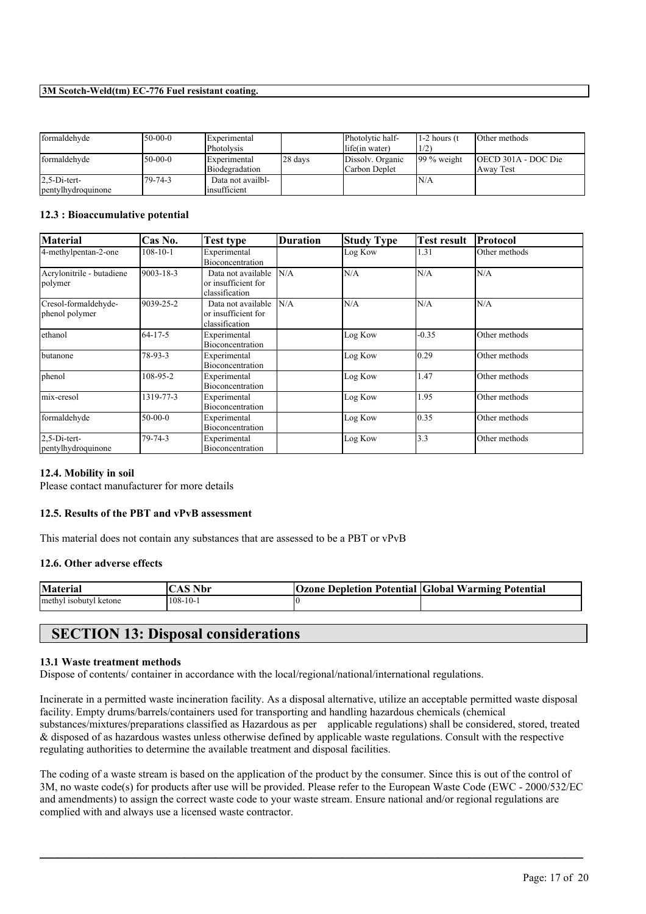| formaldehyde | 50-00-0 | Experimental Photolysis | | Photolytic half-life(in water) | 1-2 hours (t 1/2) | Other methods |
|---|---|---|---|---|---|---|
| formaldehyde | 50-00-0 | Experimental Biodegradation | 28 days | Dissolv. Organic Carbon Deplet | 99 % weight | OECD 301A - DOC Die Away Test |
| 2,5-Di-tert-pentylhydroquinone | 79-74-3 | Data not availbl-insufficient | | | N/A | |

### 12.3 : Bioaccumulative potential

| Material | Cas No. | Test type | Duration | Study Type | Test result | Protocol |
|---|---|---|---|---|---|---|
| 4-methylpentan-2-one | 108-10-1 | Experimental Bioconcentration | | Log Kow | 1.31 | Other methods |
| Acrylonitrile - butadiene polymer | 9003-18-3 | Data not available or insufficient for classification | N/A | N/A | N/A | N/A |
| Cresol-formaldehyde-phenol polymer | 9039-25-2 | Data not available or insufficient for classification | N/A | N/A | N/A | N/A |
| ethanol | 64-17-5 | Experimental Bioconcentration | | Log Kow | -0.35 | Other methods |
| butanone | 78-93-3 | Experimental Bioconcentration | | Log Kow | 0.29 | Other methods |
| phenol | 108-95-2 | Experimental Bioconcentration | | Log Kow | 1.47 | Other methods |
| mix-cresol | 1319-77-3 | Experimental Bioconcentration | | Log Kow | 1.95 | Other methods |
| formaldehyde | 50-00-0 | Experimental Bioconcentration | | Log Kow | 0.35 | Other methods |
| 2,5-Di-tert-pentylhydroquinone | 79-74-3 | Experimental Bioconcentration | | Log Kow | 3.3 | Other methods |

### 12.4. Mobility in soil

Please contact manufacturer for more details

### 12.5. Results of the PBT and vPvB assessment

This material does not contain any substances that are assessed to be a PBT or vPvB

### 12.6. Other adverse effects

| Material | CAS Nbr | Ozone Depletion Potential | Global Warming Potential |
|---|---|---|---|
| methyl isobutyl ketone | 108-10-1 | 0 | |

## SECTION 13: Disposal considerations

### 13.1 Waste treatment methods

Dispose of contents/ container in accordance with the local/regional/national/international regulations.

Incinerate in a permitted waste incineration facility. As a disposal alternative, utilize an acceptable permitted waste disposal facility. Empty drums/barrels/containers used for transporting and handling hazardous chemicals (chemical substances/mixtures/preparations classified as Hazardous as per applicable regulations) shall be considered, stored, treated & disposed of as hazardous wastes unless otherwise defined by applicable waste regulations. Consult with the respective regulating authorities to determine the available treatment and disposal facilities.

The coding of a waste stream is based on the application of the product by the consumer. Since this is out of the control of 3M, no waste code(s) for products after use will be provided. Please refer to the European Waste Code (EWC - 2000/532/EC and amendments) to assign the correct waste code to your waste stream. Ensure national and/or regional regulations are complied with and always use a licensed waste contractor.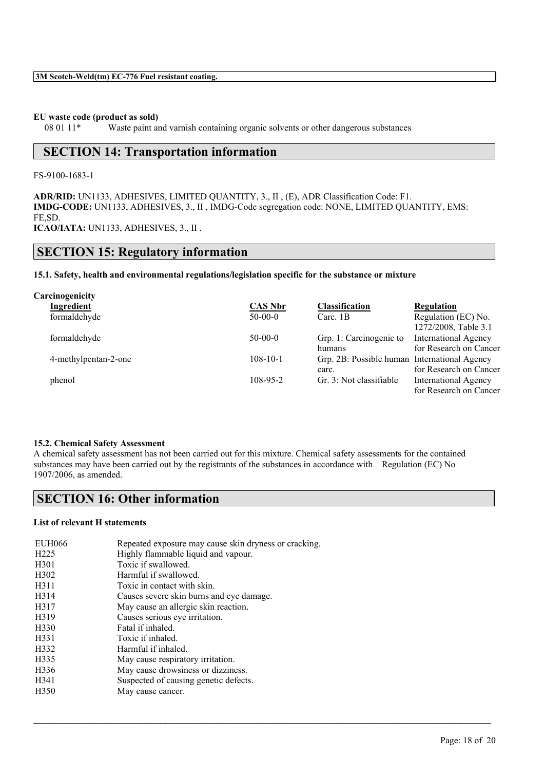**EU waste code (product as sold)**

08 01 11* Waste paint and varnish containing organic solvents or other dangerous substances

## SECTION 14: Transportation information

FS-9100-1683-1

**ADR/RID:** UN1133, ADHESIVES, LIMITED QUANTITY, 3., II , (E), ADR Classification Code: F1.
**IMDG-CODE:** UN1133, ADHESIVES, 3., II , IMDG-Code segregation code: NONE, LIMITED QUANTITY, EMS: FE,SD.
**ICAO/IATA:** UN1133, ADHESIVES, 3., II .

## SECTION 15: Regulatory information

### 15.1. Safety, health and environmental regulations/legislation specific for the substance or mixture

**Carcinogenicity**

| Ingredient | CAS Nbr | Classification | Regulation |
|---|---|---|---|
| formaldehyde | 50-00-0 | Carc. 1B | Regulation (EC) No. 1272/2008, Table 3.1 |
| formaldehyde | 50-00-0 | Grp. 1: Carcinogenic to humans | International Agency for Research on Cancer |
| 4-methylpentan-2-one | 108-10-1 | Grp. 2B: Possible human carc. | International Agency for Research on Cancer |
| phenol | 108-95-2 | Gr. 3: Not classifiable | International Agency for Research on Cancer |

### 15.2. Chemical Safety Assessment

A chemical safety assessment has not been carried out for this mixture. Chemical safety assessments for the contained substances may have been carried out by the registrants of the substances in accordance with Regulation (EC) No 1907/2006, as amended.

## SECTION 16: Other information

**List of relevant H statements**

| | |
|---|---|
| EUH066 | Repeated exposure may cause skin dryness or cracking. |
| H225 | Highly flammable liquid and vapour. |
| H301 | Toxic if swallowed. |
| H302 | Harmful if swallowed. |
| H311 | Toxic in contact with skin. |
| H314 | Causes severe skin burns and eye damage. |
| H317 | May cause an allergic skin reaction. |
| H319 | Causes serious eye irritation. |
| H330 | Fatal if inhaled. |
| H331 | Toxic if inhaled. |
| H332 | Harmful if inhaled. |
| H335 | May cause respiratory irritation. |
| H336 | May cause drowsiness or dizziness. |
| H341 | Suspected of causing genetic defects. |
| H350 | May cause cancer. |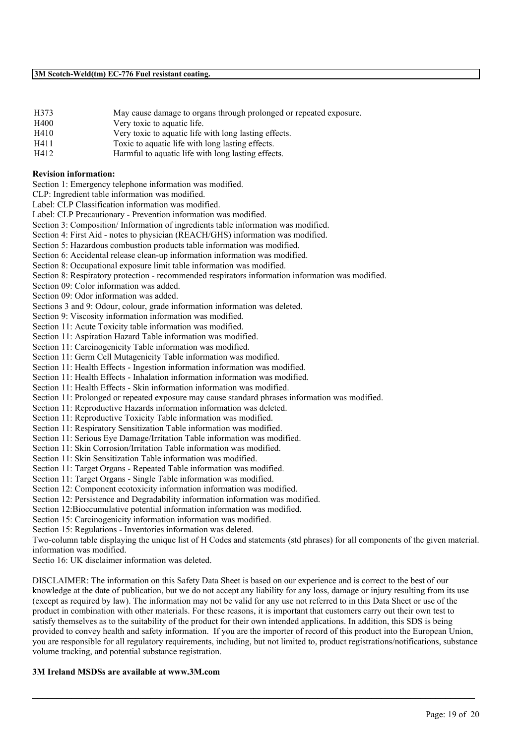| | |
|---|---|
| H373 | May cause damage to organs through prolonged or repeated exposure. |
| H400 | Very toxic to aquatic life. |
| H410 | Very toxic to aquatic life with long lasting effects. |
| H411 | Toxic to aquatic life with long lasting effects. |
| H412 | Harmful to aquatic life with long lasting effects. |

**Revision information:**

Section 1: Emergency telephone information was modified.
CLP: Ingredient table information was modified.
Label: CLP Classification information was modified.
Label: CLP Precautionary - Prevention information was modified.
Section 3: Composition/ Information of ingredients table information was modified.
Section 4: First Aid - notes to physician (REACH/GHS) information was modified.
Section 5: Hazardous combustion products table information was modified.
Section 6: Accidental release clean-up information information was modified.
Section 8: Occupational exposure limit table information was modified.
Section 8: Respiratory protection - recommended respirators information information was modified.
Section 09: Color information was added.
Section 09: Odor information was added.
Sections 3 and 9: Odour, colour, grade information information was deleted.
Section 9: Viscosity information information was modified.
Section 11: Acute Toxicity table information was modified.
Section 11: Aspiration Hazard Table information was modified.
Section 11: Carcinogenicity Table information was modified.
Section 11: Germ Cell Mutagenicity Table information was modified.
Section 11: Health Effects - Ingestion information information was modified.
Section 11: Health Effects - Inhalation information information was modified.
Section 11: Health Effects - Skin information information was modified.
Section 11: Prolonged or repeated exposure may cause standard phrases information was modified.
Section 11: Reproductive Hazards information information was deleted.
Section 11: Reproductive Toxicity Table information was modified.
Section 11: Respiratory Sensitization Table information was modified.
Section 11: Serious Eye Damage/Irritation Table information was modified.
Section 11: Skin Corrosion/Irritation Table information was modified.
Section 11: Skin Sensitization Table information was modified.
Section 11: Target Organs - Repeated Table information was modified.
Section 11: Target Organs - Single Table information was modified.
Section 12: Component ecotoxicity information information was modified.
Section 12: Persistence and Degradability information information was modified.
Section 12:Bioccumulative potential information information was modified.
Section 15: Carcinogenicity information information was modified.
Section 15: Regulations - Inventories information was deleted.
Two-column table displaying the unique list of H Codes and statements (std phrases) for all components of the given material. information was modified.
Sectio 16: UK disclaimer information was deleted.

DISCLAIMER: The information on this Safety Data Sheet is based on our experience and is correct to the best of our knowledge at the date of publication, but we do not accept any liability for any loss, damage or injury resulting from its use (except as required by law). The information may not be valid for any use not referred to in this Data Sheet or use of the product in combination with other materials. For these reasons, it is important that customers carry out their own test to satisfy themselves as to the suitability of the product for their own intended applications. In addition, this SDS is being provided to convey health and safety information. If you are the importer of record of this product into the European Union, you are responsible for all regulatory requirements, including, but not limited to, product registrations/notifications, substance volume tracking, and potential substance registration.

**3M Ireland MSDSs are available at www.3M.com**